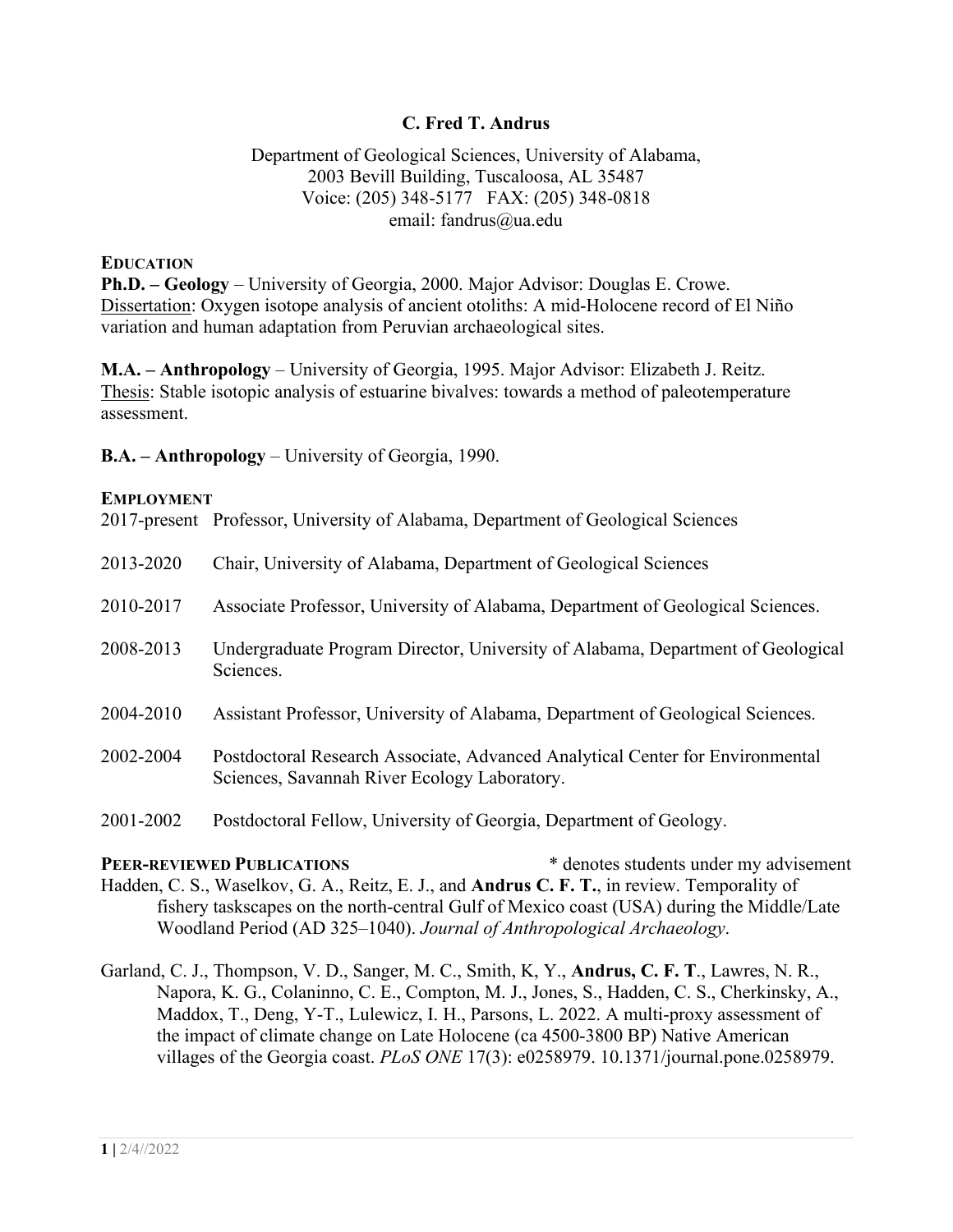# C. Fred T. Andrus

Department of Geological Sciences, University of Alabama,
2003 Bevill Building, Tuscaloosa, AL 35487
Voice: (205) 348-5177 FAX: (205) 348-0818
email: fandrus@ua.edu

## EDUCATION

**Ph.D. – Geology** – University of Georgia, 2000. Major Advisor: Douglas E. Crowe.
Dissertation: Oxygen isotope analysis of ancient otoliths: A mid-Holocene record of El Niño variation and human adaptation from Peruvian archaeological sites.

**M.A. – Anthropology** – University of Georgia, 1995. Major Advisor: Elizabeth J. Reitz.
Thesis: Stable isotopic analysis of estuarine bivalves: towards a method of paleotemperature assessment.

**B.A. – Anthropology** – University of Georgia, 1990.

## EMPLOYMENT

2017-present Professor, University of Alabama, Department of Geological Sciences

2013-2020 Chair, University of Alabama, Department of Geological Sciences

2010-2017 Associate Professor, University of Alabama, Department of Geological Sciences.

2008-2013 Undergraduate Program Director, University of Alabama, Department of Geological Sciences.

2004-2010 Assistant Professor, University of Alabama, Department of Geological Sciences.

2002-2004 Postdoctoral Research Associate, Advanced Analytical Center for Environmental Sciences, Savannah River Ecology Laboratory.

2001-2002 Postdoctoral Fellow, University of Georgia, Department of Geology.

## PEER-REVIEWED PUBLICATIONS

* denotes students under my advisement

Hadden, C. S., Waselkov, G. A., Reitz, E. J., and **Andrus C. F. T.**, in review. Temporality of fishery taskscapes on the north-central Gulf of Mexico coast (USA) during the Middle/Late Woodland Period (AD 325–1040). *Journal of Anthropological Archaeology*.

Garland, C. J., Thompson, V. D., Sanger, M. C., Smith, K, Y., **Andrus, C. F. T**., Lawres, N. R., Napora, K. G., Colaninno, C. E., Compton, M. J., Jones, S., Hadden, C. S., Cherkinsky, A., Maddox, T., Deng, Y-T., Lulewicz, I. H., Parsons, L. 2022. A multi-proxy assessment of the impact of climate change on Late Holocene (ca 4500-3800 BP) Native American villages of the Georgia coast. *PLoS ONE* 17(3): e0258979. 10.1371/journal.pone.0258979.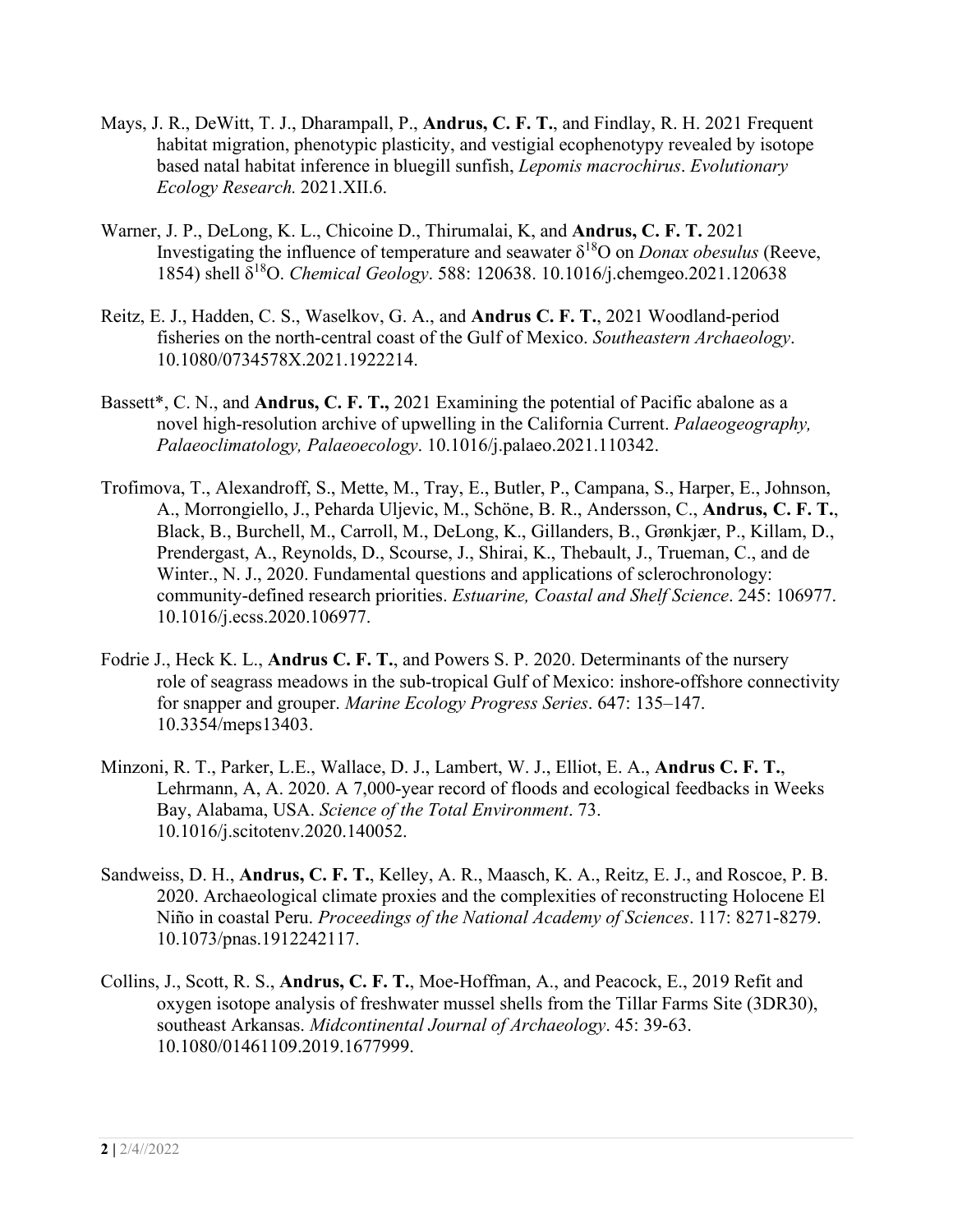Mays, J. R., DeWitt, T. J., Dharampall, P., **Andrus, C. F. T.**, and Findlay, R. H. 2021 Frequent habitat migration, phenotypic plasticity, and vestigial ecophenotypy revealed by isotope based natal habitat inference in bluegill sunfish, *Lepomis macrochirus*. *Evolutionary Ecology Research.* 2021.XII.6.

Warner, J. P., DeLong, K. L., Chicoine D., Thirumalai, K, and **Andrus, C. F. T.** 2021 Investigating the influence of temperature and seawater $\delta^{18}$O on *Donax obesulus* (Reeve, 1854) shell $\delta^{18}$O. *Chemical Geology*. 588: 120638. 10.1016/j.chemgeo.2021.120638

Reitz, E. J., Hadden, C. S., Waselkov, G. A., and **Andrus C. F. T.**, 2021 Woodland-period fisheries on the north-central coast of the Gulf of Mexico. *Southeastern Archaeology*. 10.1080/0734578X.2021.1922214.

Bassett*, C. N., and **Andrus, C. F. T.,** 2021 Examining the potential of Pacific abalone as a novel high-resolution archive of upwelling in the California Current. *Palaeogeography, Palaeoclimatology, Palaeoecology*. 10.1016/j.palaeo.2021.110342.

Trofimova, T., Alexandroff, S., Mette, M., Tray, E., Butler, P., Campana, S., Harper, E., Johnson, A., Morrongiello, J., Peharda Uljevic, M., Schöne, B. R., Andersson, C., **Andrus, C. F. T.**, Black, B., Burchell, M., Carroll, M., DeLong, K., Gillanders, B., Grønkjær, P., Killam, D., Prendergast, A., Reynolds, D., Scourse, J., Shirai, K., Thebault, J., Trueman, C., and de Winter., N. J., 2020. Fundamental questions and applications of sclerochronology: community-defined research priorities. *Estuarine, Coastal and Shelf Science*. 245: 106977. 10.1016/j.ecss.2020.106977.

Fodrie J., Heck K. L., **Andrus C. F. T.**, and Powers S. P. 2020. Determinants of the nursery role of seagrass meadows in the sub-tropical Gulf of Mexico: inshore-offshore connectivity for snapper and grouper. *Marine Ecology Progress Series*. 647: 135–147. 10.3354/meps13403.

Minzoni, R. T., Parker, L.E., Wallace, D. J., Lambert, W. J., Elliot, E. A., **Andrus C. F. T.**, Lehrmann, A, A. 2020. A 7,000-year record of floods and ecological feedbacks in Weeks Bay, Alabama, USA. *Science of the Total Environment*. 73. 10.1016/j.scitotenv.2020.140052.

Sandweiss, D. H., **Andrus, C. F. T.**, Kelley, A. R., Maasch, K. A., Reitz, E. J., and Roscoe, P. B. 2020. Archaeological climate proxies and the complexities of reconstructing Holocene El Niño in coastal Peru. *Proceedings of the National Academy of Sciences*. 117: 8271-8279. 10.1073/pnas.1912242117.

Collins, J., Scott, R. S., **Andrus, C. F. T.**, Moe-Hoffman, A., and Peacock, E., 2019 Refit and oxygen isotope analysis of freshwater mussel shells from the Tillar Farms Site (3DR30), southeast Arkansas. *Midcontinental Journal of Archaeology*. 45: 39-63. 10.1080/01461109.2019.1677999.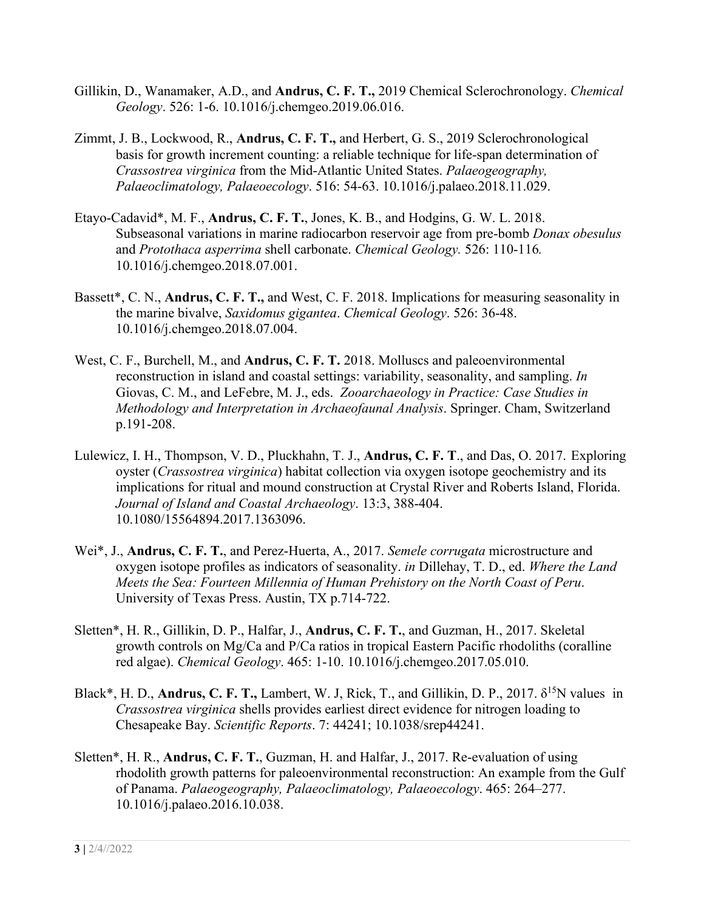Gillikin, D., Wanamaker, A.D., and **Andrus, C. F. T.,** 2019 Chemical Sclerochronology. *Chemical Geology*. 526: 1-6. 10.1016/j.chemgeo.2019.06.016.

Zimmt, J. B., Lockwood, R., **Andrus, C. F. T.,** and Herbert, G. S., 2019 Sclerochronological basis for growth increment counting: a reliable technique for life-span determination of *Crassostrea virginica* from the Mid-Atlantic United States. *Palaeogeography, Palaeoclimatology, Palaeoecology*. 516: 54-63. 10.1016/j.palaeo.2018.11.029.

Etayo-Cadavid*, M. F., **Andrus, C. F. T.**, Jones, K. B., and Hodgins, G. W. L. 2018. Subseasonal variations in marine radiocarbon reservoir age from pre-bomb *Donax obesulus* and *Protothaca asperrima* shell carbonate. *Chemical Geology.* 526: 110-116*.* 10.1016/j.chemgeo.2018.07.001.

Bassett*, C. N., **Andrus, C. F. T.,** and West, C. F. 2018. Implications for measuring seasonality in the marine bivalve, *Saxidomus gigantea*. *Chemical Geology*. 526: 36-48. 10.1016/j.chemgeo.2018.07.004.

West, C. F., Burchell, M., and **Andrus, C. F. T.** 2018. Molluscs and paleoenvironmental reconstruction in island and coastal settings: variability, seasonality, and sampling. *In* Giovas, C. M., and LeFebre, M. J., eds. *Zooarchaeology in Practice: Case Studies in Methodology and Interpretation in Archaeofaunal Analysis*. Springer. Cham, Switzerland p.191-208.

Lulewicz, I. H., Thompson, V. D., Pluckhahn, T. J., **Andrus, C. F. T**., and Das, O. 2017. Exploring oyster (*Crassostrea virginica*) habitat collection via oxygen isotope geochemistry and its implications for ritual and mound construction at Crystal River and Roberts Island, Florida. *Journal of Island and Coastal Archaeology*. 13:3, 388-404. 10.1080/15564894.2017.1363096.

Wei*, J., **Andrus, C. F. T.**, and Perez-Huerta, A., 2017. *Semele corrugata* microstructure and oxygen isotope profiles as indicators of seasonality. *in* Dillehay, T. D., ed. *Where the Land Meets the Sea: Fourteen Millennia of Human Prehistory on the North Coast of Peru*. University of Texas Press. Austin, TX p.714-722.

Sletten*, H. R., Gillikin, D. P., Halfar, J., **Andrus, C. F. T.**, and Guzman, H., 2017. Skeletal growth controls on Mg/Ca and P/Ca ratios in tropical Eastern Pacific rhodoliths (coralline red algae). *Chemical Geology*. 465: 1-10. 10.1016/j.chemgeo.2017.05.010.

Black*, H. D., **Andrus, C. F. T.,** Lambert, W. J, Rick, T., and Gillikin, D. P., 2017. $\delta^{15}$N values in *Crassostrea virginica* shells provides earliest direct evidence for nitrogen loading to Chesapeake Bay. *Scientific Reports*. 7: 44241; 10.1038/srep44241.

Sletten*, H. R., **Andrus, C. F. T.**, Guzman, H. and Halfar, J., 2017. Re-evaluation of using rhodolith growth patterns for paleoenvironmental reconstruction: An example from the Gulf of Panama. *Palaeogeography, Palaeoclimatology, Palaeoecology*. 465: 264–277. 10.1016/j.palaeo.2016.10.038.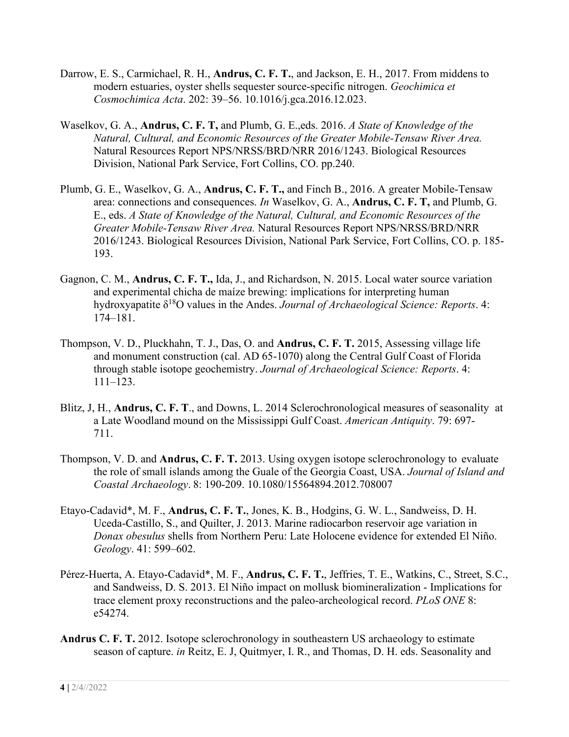Darrow, E. S., Carmichael, R. H., **Andrus, C. F. T.**, and Jackson, E. H., 2017. From middens to modern estuaries, oyster shells sequester source-specific nitrogen. *Geochimica et Cosmochimica Acta*. 202: 39–56. 10.1016/j.gca.2016.12.023.

Waselkov, G. A., **Andrus, C. F. T,** and Plumb, G. E.,eds. 2016. *A State of Knowledge of the Natural, Cultural, and Economic Resources of the Greater Mobile-Tensaw River Area.* Natural Resources Report NPS/NRSS/BRD/NRR 2016/1243. Biological Resources Division, National Park Service, Fort Collins, CO. pp.240.

Plumb, G. E., Waselkov, G. A., **Andrus, C. F. T.,** and Finch B., 2016. A greater Mobile-Tensaw area: connections and consequences. *In* Waselkov, G. A., **Andrus, C. F. T,** and Plumb, G. E., eds. *A State of Knowledge of the Natural, Cultural, and Economic Resources of the Greater Mobile-Tensaw River Area.* Natural Resources Report NPS/NRSS/BRD/NRR 2016/1243. Biological Resources Division, National Park Service, Fort Collins, CO. p. 185-193.

Gagnon, C. M., **Andrus, C. F. T.,** Ida, J., and Richardson, N. 2015. Local water source variation and experimental chicha de maíze brewing: implications for interpreting human hydroxyapatite $\delta^{18}O$ values in the Andes. *Journal of Archaeological Science: Reports*. 4: 174–181.

Thompson, V. D., Pluckhahn, T. J., Das, O. and **Andrus, C. F. T.** 2015, Assessing village life and monument construction (cal. AD 65-1070) along the Central Gulf Coast of Florida through stable isotope geochemistry. *Journal of Archaeological Science: Reports*. 4: 111–123.

Blitz, J, H., **Andrus, C. F. T**., and Downs, L. 2014 Sclerochronological measures of seasonality at a Late Woodland mound on the Mississippi Gulf Coast. *American Antiquity*. 79: 697-711.

Thompson, V. D. and **Andrus, C. F. T.** 2013. Using oxygen isotope sclerochronology to evaluate the role of small islands among the Guale of the Georgia Coast, USA. *Journal of Island and Coastal Archaeology*. 8: 190-209. 10.1080/15564894.2012.708007

Etayo-Cadavid*, M. F., **Andrus, C. F. T.**, Jones, K. B., Hodgins, G. W. L., Sandweiss, D. H. Uceda-Castillo, S., and Quilter, J. 2013. Marine radiocarbon reservoir age variation in *Donax obesulus* shells from Northern Peru: Late Holocene evidence for extended El Niño. *Geology*. 41: 599–602.

Pérez-Huerta, A. Etayo-Cadavid*, M. F., **Andrus, C. F. T.**, Jeffries, T. E., Watkins, C., Street, S.C., and Sandweiss, D. S. 2013. El Niño impact on mollusk biomineralization - Implications for trace element proxy reconstructions and the paleo-archeological record. *PLoS ONE* 8: e54274.

**Andrus C. F. T.** 2012. Isotope sclerochronology in southeastern US archaeology to estimate season of capture. *in* Reitz, E. J, Quitmyer, I. R., and Thomas, D. H. eds. Seasonality and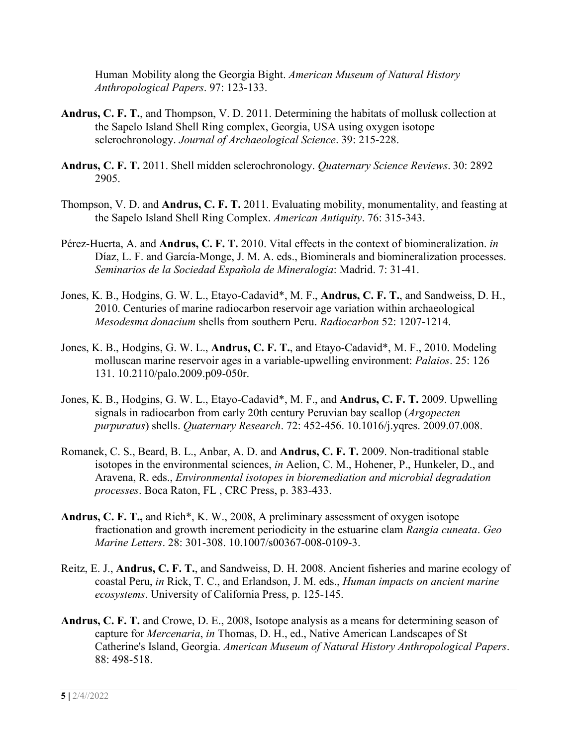Human Mobility along the Georgia Bight. *American Museum of Natural History Anthropological Papers*. 97: 123-133.

**Andrus, C. F. T.**, and Thompson, V. D. 2011. Determining the habitats of mollusk collection at the Sapelo Island Shell Ring complex, Georgia, USA using oxygen isotope sclerochronology. *Journal of Archaeological Science*. 39: 215-228.

**Andrus, C. F. T.** 2011. Shell midden sclerochronology. *Quaternary Science Reviews*. 30: 2892 2905.

Thompson, V. D. and **Andrus, C. F. T.** 2011. Evaluating mobility, monumentality, and feasting at the Sapelo Island Shell Ring Complex. *American Antiquity*. 76: 315-343.

Pérez-Huerta, A. and **Andrus, C. F. T.** 2010. Vital effects in the context of biomineralization. *in* Díaz, L. F. and García-Monge, J. M. A. eds., Biominerals and biomineralization processes. *Seminarios de la Sociedad Española de Mineralogia*: Madrid. 7: 31-41.

Jones, K. B., Hodgins, G. W. L., Etayo-Cadavid*, M. F., **Andrus, C. F. T.**, and Sandweiss, D. H., 2010. Centuries of marine radiocarbon reservoir age variation within archaeological *Mesodesma donacium* shells from southern Peru. *Radiocarbon* 52: 1207-1214.

Jones, K. B., Hodgins, G. W. L., **Andrus, C. F. T.**, and Etayo-Cadavid*, M. F., 2010. Modeling molluscan marine reservoir ages in a variable-upwelling environment: *Palaios*. 25: 126 131. 10.2110/palo.2009.p09-050r.

Jones, K. B., Hodgins, G. W. L., Etayo-Cadavid*, M. F., and **Andrus, C. F. T.** 2009. Upwelling signals in radiocarbon from early 20th century Peruvian bay scallop (*Argopecten purpuratus*) shells. *Quaternary Research*. 72: 452-456. 10.1016/j.yqres. 2009.07.008.

Romanek, C. S., Beard, B. L., Anbar, A. D. and **Andrus, C. F. T.** 2009. Non-traditional stable isotopes in the environmental sciences, *in* Aelion, C. M., Hohener, P., Hunkeler, D., and Aravena, R. eds., *Environmental isotopes in bioremediation and microbial degradation processes*. Boca Raton, FL , CRC Press, p. 383-433.

**Andrus, C. F. T.,** and Rich*, K. W., 2008, A preliminary assessment of oxygen isotope fractionation and growth increment periodicity in the estuarine clam *Rangia cuneata*. *Geo Marine Letters*. 28: 301-308. 10.1007/s00367-008-0109-3.

Reitz, E. J., **Andrus, C. F. T.**, and Sandweiss, D. H. 2008. Ancient fisheries and marine ecology of coastal Peru, *in* Rick, T. C., and Erlandson, J. M. eds., *Human impacts on ancient marine ecosystems*. University of California Press, p. 125-145.

**Andrus, C. F. T.** and Crowe, D. E., 2008, Isotope analysis as a means for determining season of capture for *Mercenaria*, *in* Thomas, D. H., ed., Native American Landscapes of St Catherine's Island, Georgia. *American Museum of Natural History Anthropological Papers*. 88: 498-518.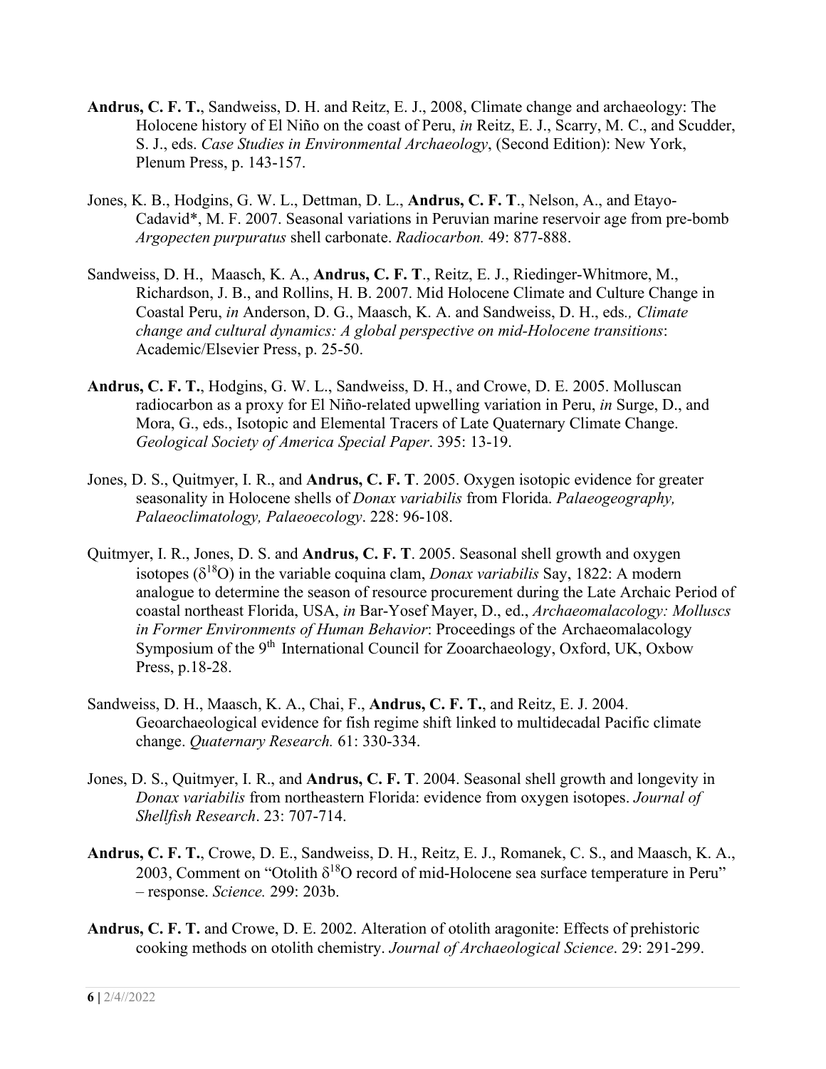**Andrus, C. F. T.**, Sandweiss, D. H. and Reitz, E. J., 2008, Climate change and archaeology: The Holocene history of El Niño on the coast of Peru, *in* Reitz, E. J., Scarry, M. C., and Scudder, S. J., eds. *Case Studies in Environmental Archaeology*, (Second Edition): New York, Plenum Press, p. 143-157.

Jones, K. B., Hodgins, G. W. L., Dettman, D. L., **Andrus, C. F. T**., Nelson, A., and Etayo-Cadavid*, M. F. 2007. Seasonal variations in Peruvian marine reservoir age from pre-bomb *Argopecten purpuratus* shell carbonate. *Radiocarbon.* 49: 877-888.

Sandweiss, D. H., Maasch, K. A., **Andrus, C. F. T**., Reitz, E. J., Riedinger-Whitmore, M., Richardson, J. B., and Rollins, H. B. 2007. Mid Holocene Climate and Culture Change in Coastal Peru, *in* Anderson, D. G., Maasch, K. A. and Sandweiss, D. H., eds*., Climate change and cultural dynamics: A global perspective on mid-Holocene transitions*: Academic/Elsevier Press, p. 25-50.

**Andrus, C. F. T.**, Hodgins, G. W. L., Sandweiss, D. H., and Crowe, D. E. 2005. Molluscan radiocarbon as a proxy for El Niño-related upwelling variation in Peru, *in* Surge, D., and Mora, G., eds., Isotopic and Elemental Tracers of Late Quaternary Climate Change. *Geological Society of America Special Paper*. 395: 13-19.

Jones, D. S., Quitmyer, I. R., and **Andrus, C. F. T**. 2005. Oxygen isotopic evidence for greater seasonality in Holocene shells of *Donax variabilis* from Florida. *Palaeogeography, Palaeoclimatology, Palaeoecology*. 228: 96-108.

Quitmyer, I. R., Jones, D. S. and **Andrus, C. F. T**. 2005. Seasonal shell growth and oxygen isotopes ($\delta^{18}O$) in the variable coquina clam, *Donax variabilis* Say, 1822: A modern analogue to determine the season of resource procurement during the Late Archaic Period of coastal northeast Florida, USA, *in* Bar-Yosef Mayer, D., ed., *Archaeomalacology: Molluscs in Former Environments of Human Behavior*: Proceedings of the Archaeomalacology Symposium of the 9th International Council for Zooarchaeology, Oxford, UK, Oxbow Press, p.18-28.

Sandweiss, D. H., Maasch, K. A., Chai, F., **Andrus, C. F. T.**, and Reitz, E. J. 2004. Geoarchaeological evidence for fish regime shift linked to multidecadal Pacific climate change. *Quaternary Research.* 61: 330-334.

Jones, D. S., Quitmyer, I. R., and **Andrus, C. F. T**. 2004. Seasonal shell growth and longevity in *Donax variabilis* from northeastern Florida: evidence from oxygen isotopes. *Journal of Shellfish Research*. 23: 707-714.

**Andrus, C. F. T.**, Crowe, D. E., Sandweiss, D. H., Reitz, E. J., Romanek, C. S., and Maasch, K. A., 2003, Comment on "Otolith $\delta^{18}O$ record of mid-Holocene sea surface temperature in Peru" – response. *Science.* 299: 203b.

**Andrus, C. F. T.** and Crowe, D. E. 2002. Alteration of otolith aragonite: Effects of prehistoric cooking methods on otolith chemistry. *Journal of Archaeological Science*. 29: 291-299.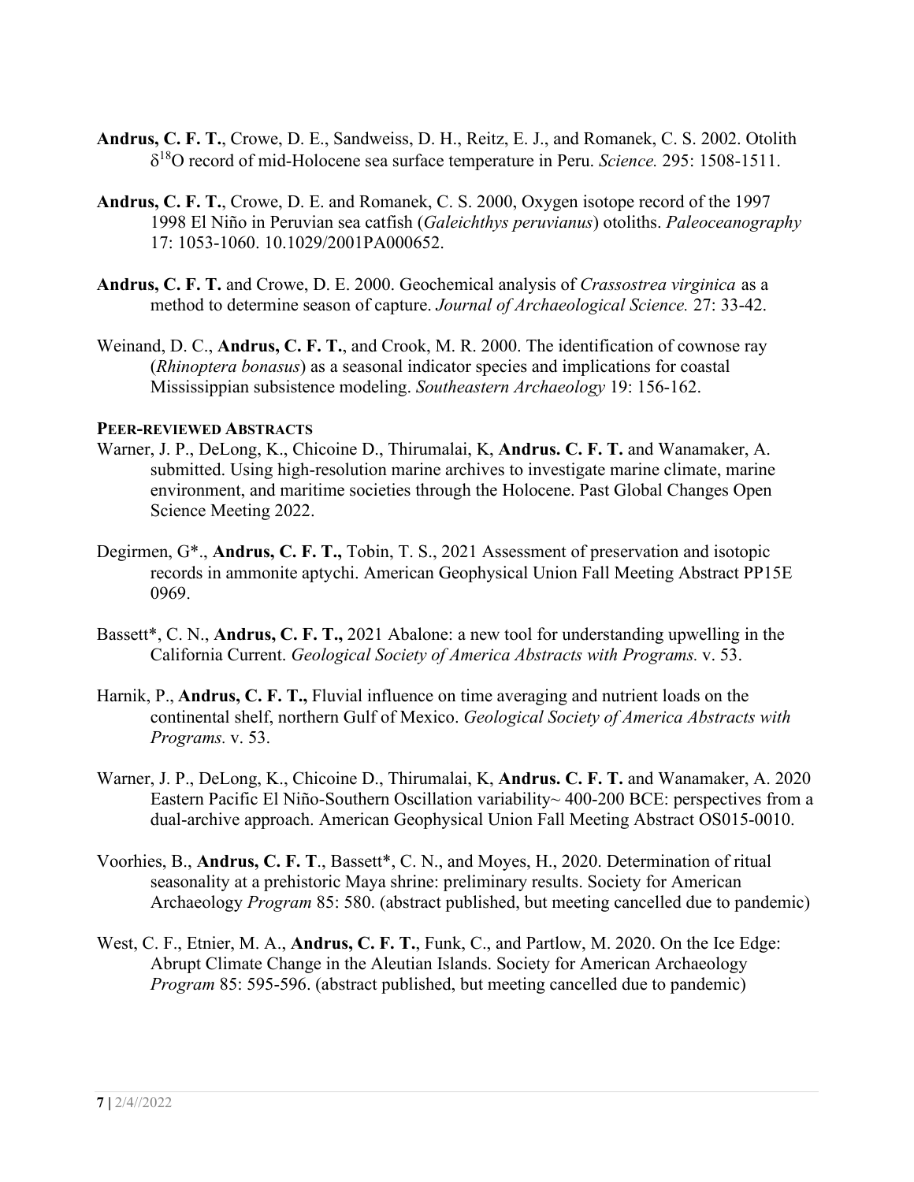**Andrus, C. F. T.**, Crowe, D. E., Sandweiss, D. H., Reitz, E. J., and Romanek, C. S. 2002. Otolith $\delta^{18}O$ record of mid-Holocene sea surface temperature in Peru. *Science.* 295: 1508-1511.

**Andrus, C. F. T.**, Crowe, D. E. and Romanek, C. S. 2000, Oxygen isotope record of the 1997 1998 El Niño in Peruvian sea catfish (*Galeichthys peruvianus*) otoliths. *Paleoceanography* 17: 1053-1060. 10.1029/2001PA000652.

**Andrus, C. F. T.** and Crowe, D. E. 2000. Geochemical analysis of *Crassostrea virginica* as a method to determine season of capture. *Journal of Archaeological Science.* 27: 33-42.

Weinand, D. C., **Andrus, C. F. T.**, and Crook, M. R. 2000. The identification of cownose ray (*Rhinoptera bonasus*) as a seasonal indicator species and implications for coastal Mississippian subsistence modeling. *Southeastern Archaeology* 19: 156-162.

**PEER-REVIEWED ABSTRACTS**

Warner, J. P., DeLong, K., Chicoine D., Thirumalai, K, **Andrus. C. F. T.** and Wanamaker, A. submitted. Using high-resolution marine archives to investigate marine climate, marine environment, and maritime societies through the Holocene. Past Global Changes Open Science Meeting 2022.

Degirmen, G*., **Andrus, C. F. T.,** Tobin, T. S., 2021 Assessment of preservation and isotopic records in ammonite aptychi. American Geophysical Union Fall Meeting Abstract PP15E 0969.

Bassett*, C. N., **Andrus, C. F. T.,** 2021 Abalone: a new tool for understanding upwelling in the California Current. *Geological Society of America Abstracts with Programs.* v. 53.

Harnik, P., **Andrus, C. F. T.,** Fluvial influence on time averaging and nutrient loads on the continental shelf, northern Gulf of Mexico. *Geological Society of America Abstracts with Programs.* v. 53.

Warner, J. P., DeLong, K., Chicoine D., Thirumalai, K, **Andrus. C. F. T.** and Wanamaker, A. 2020 Eastern Pacific El Niño-Southern Oscillation variability~ 400-200 BCE: perspectives from a dual-archive approach. American Geophysical Union Fall Meeting Abstract OS015-0010.

Voorhies, B., **Andrus, C. F. T**., Bassett*, C. N., and Moyes, H., 2020. Determination of ritual seasonality at a prehistoric Maya shrine: preliminary results. Society for American Archaeology *Program* 85: 580. (abstract published, but meeting cancelled due to pandemic)

West, C. F., Etnier, M. A., **Andrus, C. F. T.**, Funk, C., and Partlow, M. 2020. On the Ice Edge: Abrupt Climate Change in the Aleutian Islands. Society for American Archaeology *Program* 85: 595-596. (abstract published, but meeting cancelled due to pandemic)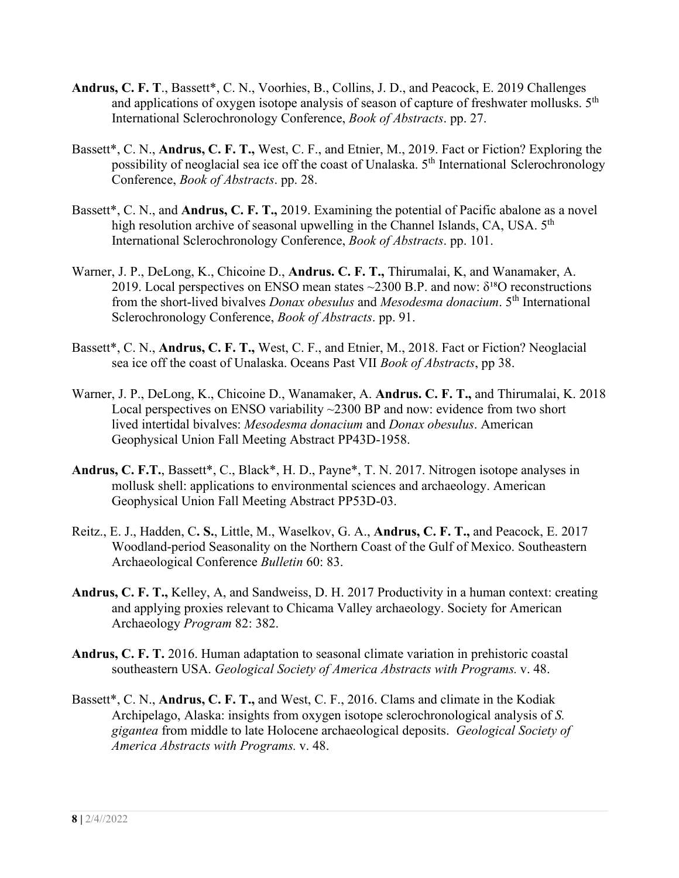**Andrus, C. F. T**., Bassett*, C. N., Voorhies, B., Collins, J. D., and Peacock, E. 2019 Challenges and applications of oxygen isotope analysis of season of capture of freshwater mollusks. 5th International Sclerochronology Conference, *Book of Abstracts*. pp. 27.

Bassett*, C. N., **Andrus, C. F. T.,** West, C. F., and Etnier, M., 2019. Fact or Fiction? Exploring the possibility of neoglacial sea ice off the coast of Unalaska. 5th International Sclerochronology Conference, *Book of Abstracts*. pp. 28.

Bassett*, C. N., and **Andrus, C. F. T.,** 2019. Examining the potential of Pacific abalone as a novel high resolution archive of seasonal upwelling in the Channel Islands, CA, USA. 5th International Sclerochronology Conference, *Book of Abstracts*. pp. 101.

Warner, J. P., DeLong, K., Chicoine D., **Andrus. C. F. T.,** Thirumalai, K, and Wanamaker, A. 2019. Local perspectives on ENSO mean states ~2300 B.P. and now: $\delta^{18}O$ reconstructions from the short-lived bivalves *Donax obesulus* and *Mesodesma donacium*. 5th International Sclerochronology Conference, *Book of Abstracts*. pp. 91.

Bassett*, C. N., **Andrus, C. F. T.,** West, C. F., and Etnier, M., 2018. Fact or Fiction? Neoglacial sea ice off the coast of Unalaska. Oceans Past VII *Book of Abstracts*, pp 38.

Warner, J. P., DeLong, K., Chicoine D., Wanamaker, A. **Andrus. C. F. T.,** and Thirumalai, K. 2018 Local perspectives on ENSO variability ~2300 BP and now: evidence from two short lived intertidal bivalves: *Mesodesma donacium* and *Donax obesulus*. American Geophysical Union Fall Meeting Abstract PP43D-1958.

**Andrus, C. F.T.**, Bassett*, C., Black*, H. D., Payne*, T. N. 2017. Nitrogen isotope analyses in mollusk shell: applications to environmental sciences and archaeology. American Geophysical Union Fall Meeting Abstract PP53D-03.

Reitz., E. J., Hadden, C**. S.**, Little, M., Waselkov, G. A., **Andrus, C. F. T.,** and Peacock, E. 2017 Woodland-period Seasonality on the Northern Coast of the Gulf of Mexico. Southeastern Archaeological Conference *Bulletin* 60: 83.

**Andrus, C. F. T.,** Kelley, A, and Sandweiss, D. H. 2017 Productivity in a human context: creating and applying proxies relevant to Chicama Valley archaeology. Society for American Archaeology *Program* 82: 382.

**Andrus, C. F. T.** 2016. Human adaptation to seasonal climate variation in prehistoric coastal southeastern USA. *Geological Society of America Abstracts with Programs.* v. 48.

Bassett*, C. N., **Andrus, C. F. T.,** and West, C. F., 2016. Clams and climate in the Kodiak Archipelago, Alaska: insights from oxygen isotope sclerochronological analysis of *S. gigantea* from middle to late Holocene archaeological deposits. *Geological Society of America Abstracts with Programs.* v. 48.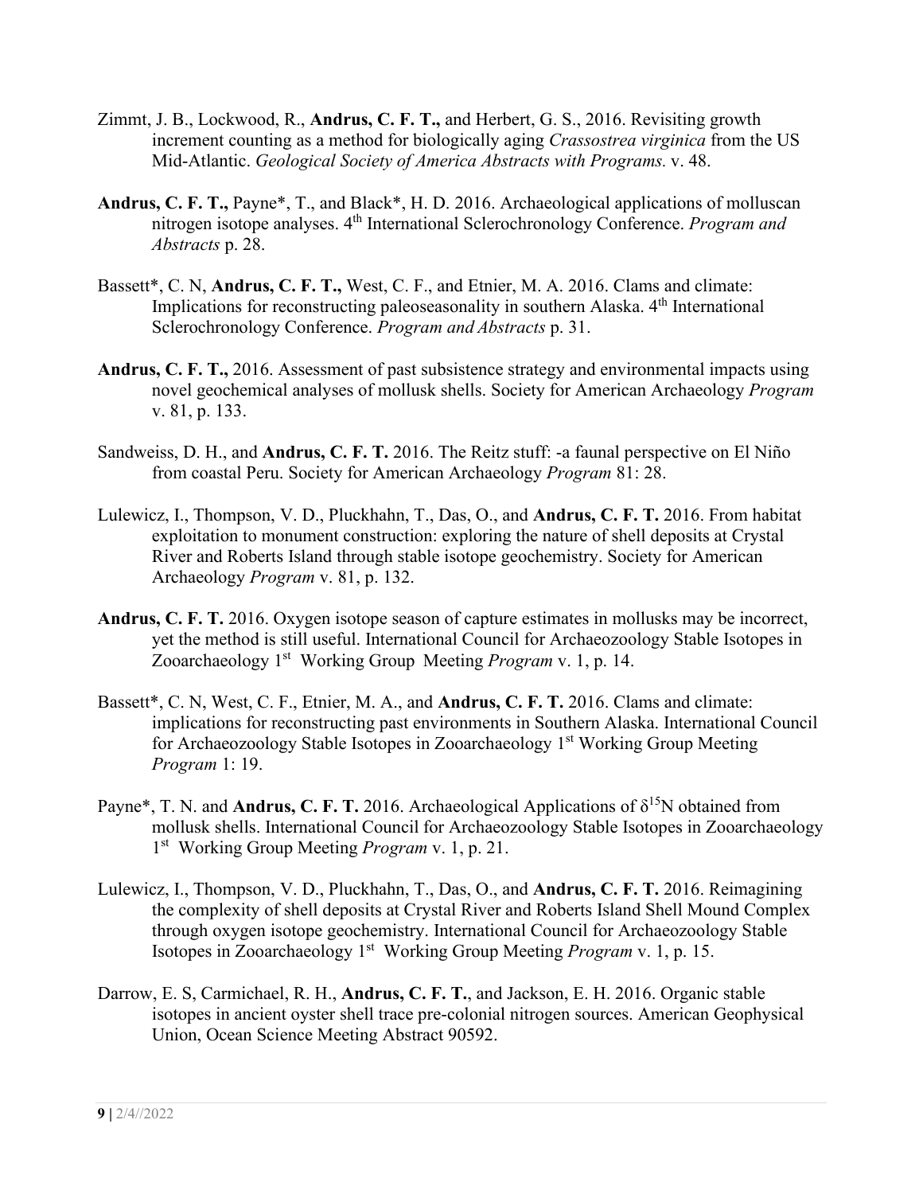Zimmt, J. B., Lockwood, R., **Andrus, C. F. T.,** and Herbert, G. S., 2016. Revisiting growth increment counting as a method for biologically aging *Crassostrea virginica* from the US Mid-Atlantic. *Geological Society of America Abstracts with Programs.* v. 48.

**Andrus, C. F. T.,** Payne*, T., and Black*, H. D. 2016. Archaeological applications of molluscan nitrogen isotope analyses. 4th International Sclerochronology Conference. *Program and Abstracts* p. 28.

Bassett*, C. N, **Andrus, C. F. T.,** West, C. F., and Etnier, M. A. 2016. Clams and climate: Implications for reconstructing paleoseasonality in southern Alaska. 4th International Sclerochronology Conference. *Program and Abstracts* p. 31.

**Andrus, C. F. T.,** 2016. Assessment of past subsistence strategy and environmental impacts using novel geochemical analyses of mollusk shells. Society for American Archaeology *Program* v. 81, p. 133.

Sandweiss, D. H., and **Andrus, C. F. T.** 2016. The Reitz stuff: -a faunal perspective on El Niño from coastal Peru. Society for American Archaeology *Program* 81: 28.

Lulewicz, I., Thompson, V. D., Pluckhahn, T., Das, O., and **Andrus, C. F. T.** 2016. From habitat exploitation to monument construction: exploring the nature of shell deposits at Crystal River and Roberts Island through stable isotope geochemistry. Society for American Archaeology *Program* v. 81, p. 132.

**Andrus, C. F. T.** 2016. Oxygen isotope season of capture estimates in mollusks may be incorrect, yet the method is still useful. International Council for Archaeozoology Stable Isotopes in Zooarchaeology 1st Working Group Meeting *Program* v. 1, p. 14.

Bassett*, C. N, West, C. F., Etnier, M. A., and **Andrus, C. F. T.** 2016. Clams and climate: implications for reconstructing past environments in Southern Alaska. International Council for Archaeozoology Stable Isotopes in Zooarchaeology 1st Working Group Meeting *Program* 1: 19.

Payne*, T. N. and **Andrus, C. F. T.** 2016. Archaeological Applications of $\delta^{15}N$ obtained from mollusk shells. International Council for Archaeozoology Stable Isotopes in Zooarchaeology 1st Working Group Meeting *Program* v. 1, p. 21.

Lulewicz, I., Thompson, V. D., Pluckhahn, T., Das, O., and **Andrus, C. F. T.** 2016. Reimagining the complexity of shell deposits at Crystal River and Roberts Island Shell Mound Complex through oxygen isotope geochemistry. International Council for Archaeozoology Stable Isotopes in Zooarchaeology 1st Working Group Meeting *Program* v. 1, p. 15.

Darrow, E. S, Carmichael, R. H., **Andrus, C. F. T.**, and Jackson, E. H. 2016. Organic stable isotopes in ancient oyster shell trace pre-colonial nitrogen sources. American Geophysical Union, Ocean Science Meeting Abstract 90592.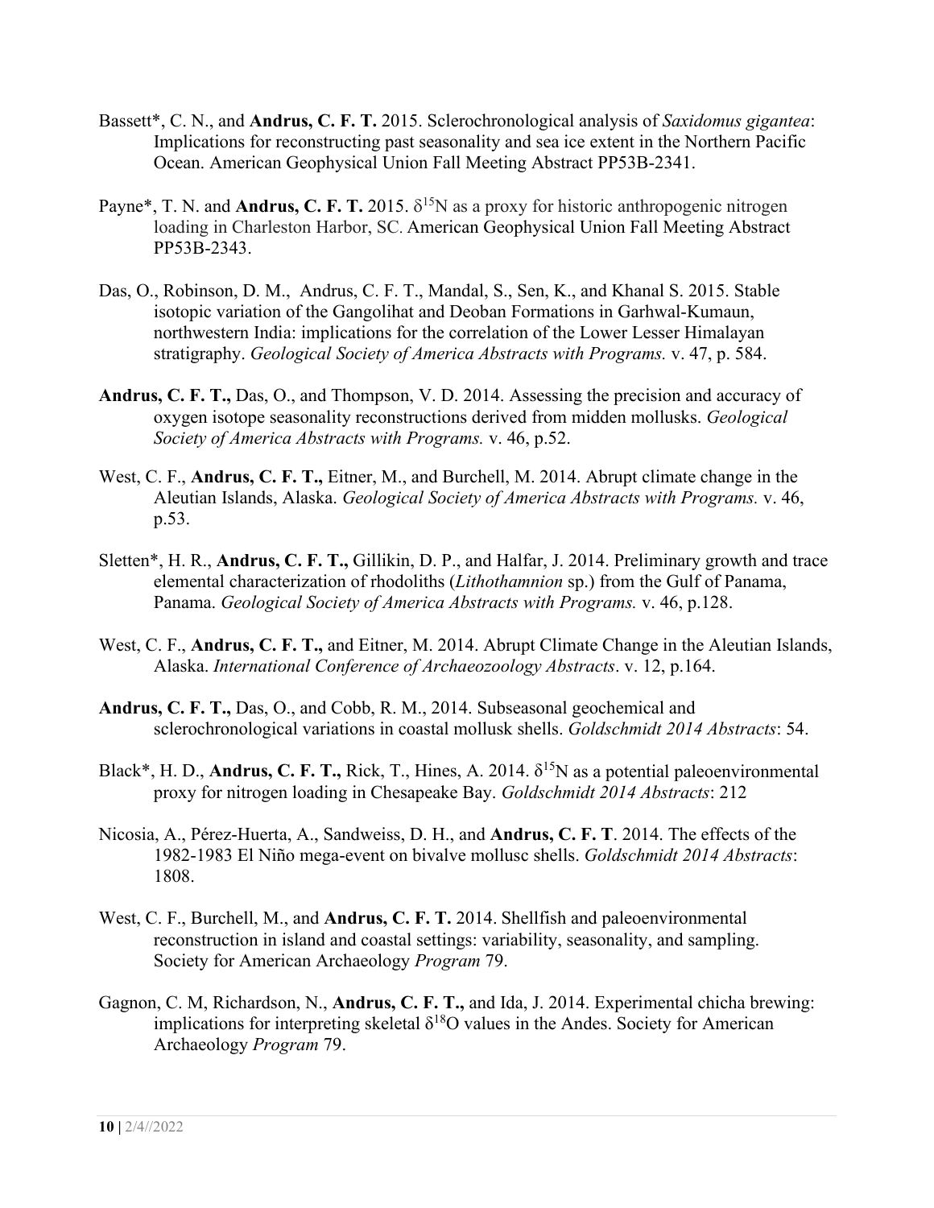Bassett*, C. N., and **Andrus, C. F. T.** 2015. Sclerochronological analysis of *Saxidomus gigantea*: Implications for reconstructing past seasonality and sea ice extent in the Northern Pacific Ocean. American Geophysical Union Fall Meeting Abstract PP53B-2341.

Payne*, T. N. and **Andrus, C. F. T.** 2015. $\delta^{15}N$ as a proxy for historic anthropogenic nitrogen loading in Charleston Harbor, SC. American Geophysical Union Fall Meeting Abstract PP53B-2343.

Das, O., Robinson, D. M., Andrus, C. F. T., Mandal, S., Sen, K., and Khanal S. 2015. Stable isotopic variation of the Gangolihat and Deoban Formations in Garhwal-Kumaun, northwestern India: implications for the correlation of the Lower Lesser Himalayan stratigraphy. *Geological Society of America Abstracts with Programs.* v. 47, p. 584.

**Andrus, C. F. T.,** Das, O., and Thompson, V. D. 2014. Assessing the precision and accuracy of oxygen isotope seasonality reconstructions derived from midden mollusks. *Geological Society of America Abstracts with Programs.* v. 46, p.52.

West, C. F., **Andrus, C. F. T.,** Eitner, M., and Burchell, M. 2014. Abrupt climate change in the Aleutian Islands, Alaska. *Geological Society of America Abstracts with Programs.* v. 46, p.53.

Sletten*, H. R., **Andrus, C. F. T.,** Gillikin, D. P., and Halfar, J. 2014. Preliminary growth and trace elemental characterization of rhodoliths (*Lithothamnion* sp.) from the Gulf of Panama, Panama. *Geological Society of America Abstracts with Programs.* v. 46, p.128.

West, C. F., **Andrus, C. F. T.,** and Eitner, M. 2014. Abrupt Climate Change in the Aleutian Islands, Alaska. *International Conference of Archaeozoology Abstracts*. v. 12, p.164.

**Andrus, C. F. T.,** Das, O., and Cobb, R. M., 2014. Subseasonal geochemical and sclerochronological variations in coastal mollusk shells. *Goldschmidt 2014 Abstracts*: 54.

Black*, H. D., **Andrus, C. F. T.,** Rick, T., Hines, A. 2014. $\delta^{15}N$ as a potential paleoenvironmental proxy for nitrogen loading in Chesapeake Bay. *Goldschmidt 2014 Abstracts*: 212

Nicosia, A., Pérez-Huerta, A., Sandweiss, D. H., and **Andrus, C. F. T**. 2014. The effects of the 1982-1983 El Niño mega-event on bivalve mollusc shells. *Goldschmidt 2014 Abstracts*: 1808.

West, C. F., Burchell, M., and **Andrus, C. F. T.** 2014. Shellfish and paleoenvironmental reconstruction in island and coastal settings: variability, seasonality, and sampling. Society for American Archaeology *Program* 79.

Gagnon, C. M, Richardson, N., **Andrus, C. F. T.,** and Ida, J. 2014. Experimental chicha brewing: implications for interpreting skeletal $\delta^{18}O$ values in the Andes. Society for American Archaeology *Program* 79.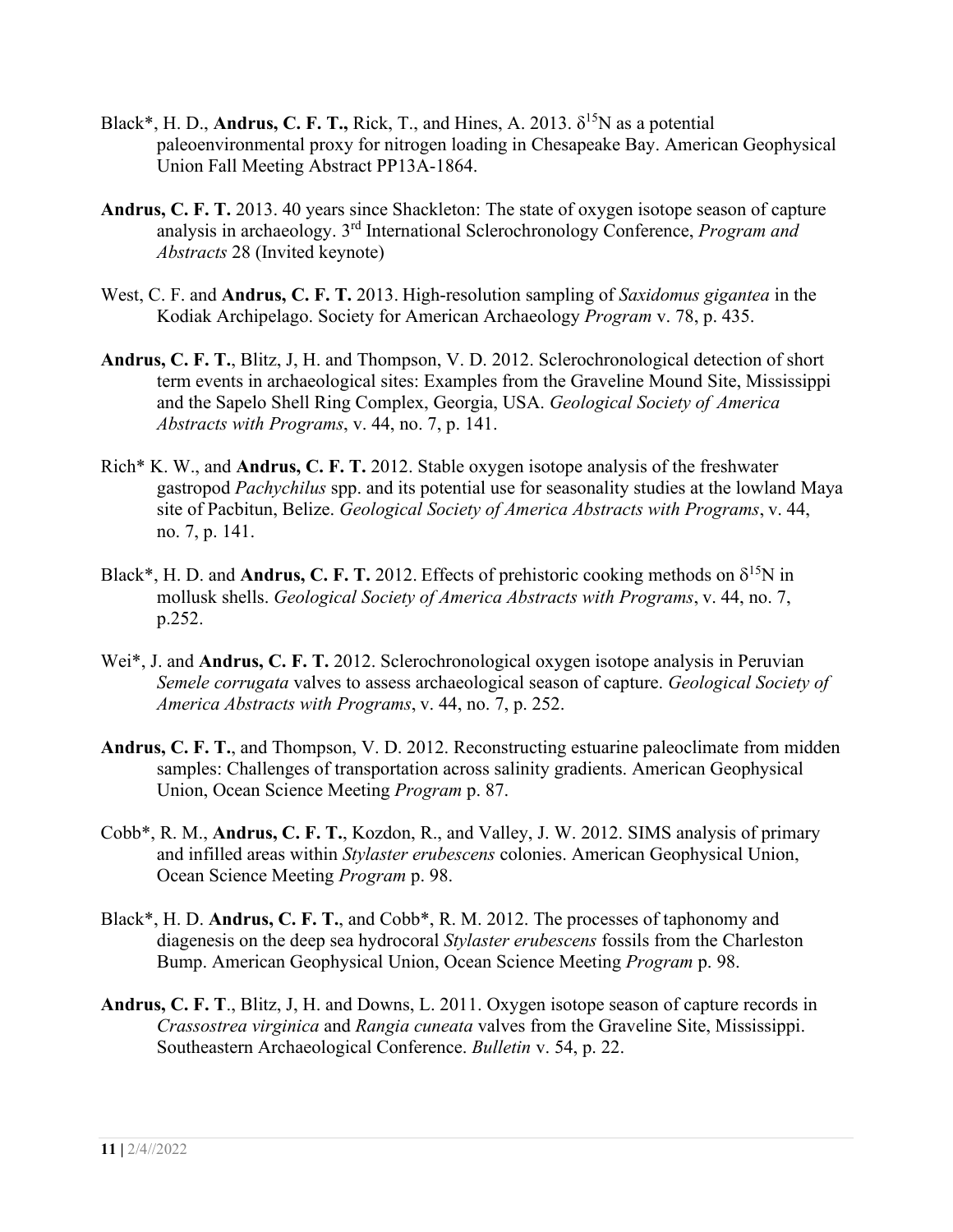Black*, H. D., **Andrus, C. F. T.,** Rick, T., and Hines, A. 2013. $\delta^{15}N$ as a potential paleoenvironmental proxy for nitrogen loading in Chesapeake Bay. American Geophysical Union Fall Meeting Abstract PP13A-1864.

**Andrus, C. F. T.** 2013. 40 years since Shackleton: The state of oxygen isotope season of capture analysis in archaeology. 3rd International Sclerochronology Conference, *Program and Abstracts* 28 (Invited keynote)

West, C. F. and **Andrus, C. F. T.** 2013. High-resolution sampling of *Saxidomus gigantea* in the Kodiak Archipelago. Society for American Archaeology *Program* v. 78, p. 435.

**Andrus, C. F. T.**, Blitz, J, H. and Thompson, V. D. 2012. Sclerochronological detection of short term events in archaeological sites: Examples from the Graveline Mound Site, Mississippi and the Sapelo Shell Ring Complex, Georgia, USA. *Geological Society of America Abstracts with Programs*, v. 44, no. 7, p. 141.

Rich* K. W., and **Andrus, C. F. T.** 2012. Stable oxygen isotope analysis of the freshwater gastropod *Pachychilus* spp. and its potential use for seasonality studies at the lowland Maya site of Pacbitun, Belize. *Geological Society of America Abstracts with Programs*, v. 44, no. 7, p. 141.

Black*, H. D. and **Andrus, C. F. T.** 2012. Effects of prehistoric cooking methods on $\delta^{15}N$ in mollusk shells. *Geological Society of America Abstracts with Programs*, v. 44, no. 7, p.252.

Wei*, J. and **Andrus, C. F. T.** 2012. Sclerochronological oxygen isotope analysis in Peruvian *Semele corrugata* valves to assess archaeological season of capture. *Geological Society of America Abstracts with Programs*, v. 44, no. 7, p. 252.

**Andrus, C. F. T.**, and Thompson, V. D. 2012. Reconstructing estuarine paleoclimate from midden samples: Challenges of transportation across salinity gradients. American Geophysical Union, Ocean Science Meeting *Program* p. 87.

Cobb*, R. M., **Andrus, C. F. T.**, Kozdon, R., and Valley, J. W. 2012. SIMS analysis of primary and infilled areas within *Stylaster erubescens* colonies. American Geophysical Union, Ocean Science Meeting *Program* p. 98.

Black*, H. D. **Andrus, C. F. T.**, and Cobb*, R. M. 2012. The processes of taphonomy and diagenesis on the deep sea hydrocoral *Stylaster erubescens* fossils from the Charleston Bump. American Geophysical Union, Ocean Science Meeting *Program* p. 98.

**Andrus, C. F. T**., Blitz, J, H. and Downs, L. 2011. Oxygen isotope season of capture records in *Crassostrea virginica* and *Rangia cuneata* valves from the Graveline Site, Mississippi. Southeastern Archaeological Conference. *Bulletin* v. 54, p. 22.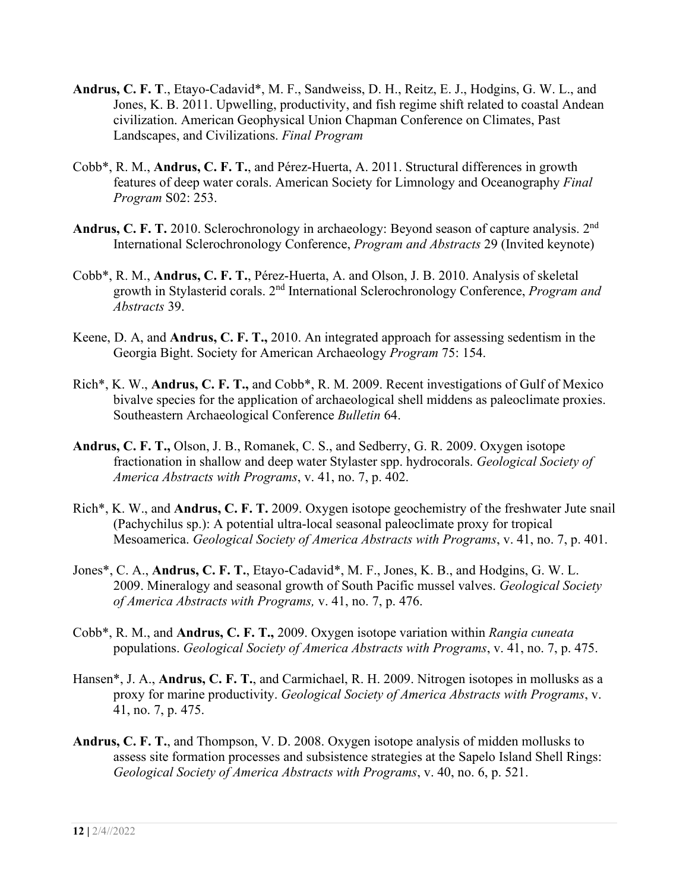**Andrus, C. F. T**., Etayo-Cadavid*, M. F., Sandweiss, D. H., Reitz, E. J., Hodgins, G. W. L., and Jones, K. B. 2011. Upwelling, productivity, and fish regime shift related to coastal Andean civilization. American Geophysical Union Chapman Conference on Climates, Past Landscapes, and Civilizations. *Final Program*

Cobb*, R. M., **Andrus, C. F. T.**, and Pérez-Huerta, A. 2011. Structural differences in growth features of deep water corals. American Society for Limnology and Oceanography *Final Program* S02: 253.

**Andrus, C. F. T.** 2010. Sclerochronology in archaeology: Beyond season of capture analysis. 2nd International Sclerochronology Conference, *Program and Abstracts* 29 (Invited keynote)

Cobb*, R. M., **Andrus, C. F. T.**, Pérez-Huerta, A. and Olson, J. B. 2010. Analysis of skeletal growth in Stylasterid corals. 2nd International Sclerochronology Conference, *Program and Abstracts* 39.

Keene, D. A, and **Andrus, C. F. T.,** 2010. An integrated approach for assessing sedentism in the Georgia Bight. Society for American Archaeology *Program* 75: 154.

Rich*, K. W., **Andrus, C. F. T.,** and Cobb*, R. M. 2009. Recent investigations of Gulf of Mexico bivalve species for the application of archaeological shell middens as paleoclimate proxies. Southeastern Archaeological Conference *Bulletin* 64.

**Andrus, C. F. T.,** Olson, J. B., Romanek, C. S., and Sedberry, G. R. 2009. Oxygen isotope fractionation in shallow and deep water Stylaster spp. hydrocorals. *Geological Society of America Abstracts with Programs*, v. 41, no. 7, p. 402.

Rich*, K. W., and **Andrus, C. F. T.** 2009. Oxygen isotope geochemistry of the freshwater Jute snail (Pachychilus sp.): A potential ultra-local seasonal paleoclimate proxy for tropical Mesoamerica. *Geological Society of America Abstracts with Programs*, v. 41, no. 7, p. 401.

Jones*, C. A., **Andrus, C. F. T.**, Etayo-Cadavid*, M. F., Jones, K. B., and Hodgins, G. W. L. 2009. Mineralogy and seasonal growth of South Pacific mussel valves. *Geological Society of America Abstracts with Programs,* v. 41, no. 7, p. 476.

Cobb*, R. M., and **Andrus, C. F. T.,** 2009. Oxygen isotope variation within *Rangia cuneata* populations. *Geological Society of America Abstracts with Programs*, v. 41, no. 7, p. 475.

Hansen*, J. A., **Andrus, C. F. T.**, and Carmichael, R. H. 2009. Nitrogen isotopes in mollusks as a proxy for marine productivity. *Geological Society of America Abstracts with Programs*, v. 41, no. 7, p. 475.

**Andrus, C. F. T.**, and Thompson, V. D. 2008. Oxygen isotope analysis of midden mollusks to assess site formation processes and subsistence strategies at the Sapelo Island Shell Rings: *Geological Society of America Abstracts with Programs*, v. 40, no. 6, p. 521.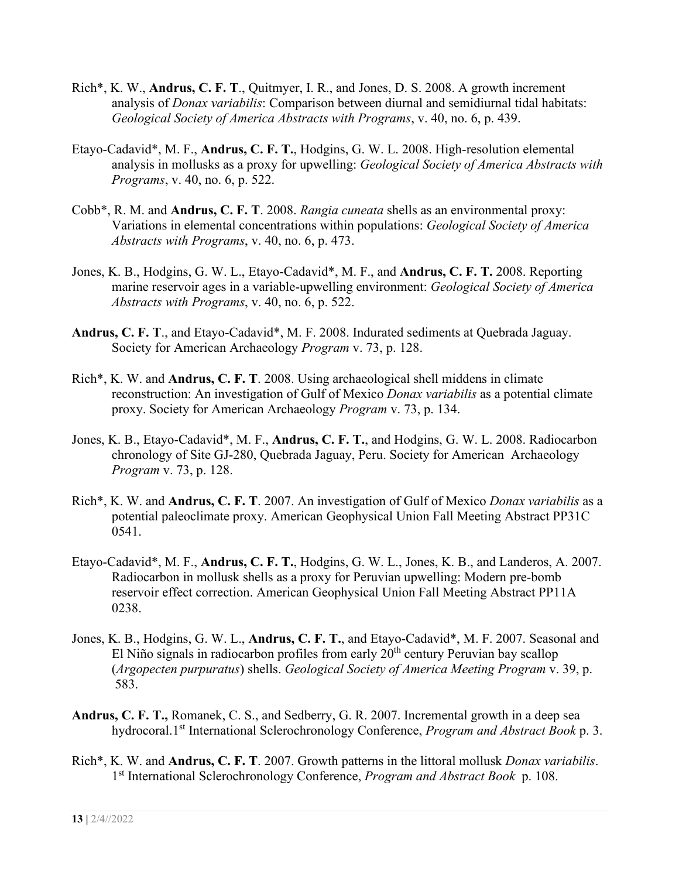Rich*, K. W., **Andrus, C. F. T**., Quitmyer, I. R., and Jones, D. S. 2008. A growth increment analysis of *Donax variabilis*: Comparison between diurnal and semidiurnal tidal habitats: *Geological Society of America Abstracts with Programs*, v. 40, no. 6, p. 439.

Etayo-Cadavid*, M. F., **Andrus, C. F. T.**, Hodgins, G. W. L. 2008. High-resolution elemental analysis in mollusks as a proxy for upwelling: *Geological Society of America Abstracts with Programs*, v. 40, no. 6, p. 522.

Cobb*, R. M. and **Andrus, C. F. T**. 2008. *Rangia cuneata* shells as an environmental proxy: Variations in elemental concentrations within populations: *Geological Society of America Abstracts with Programs*, v. 40, no. 6, p. 473.

Jones, K. B., Hodgins, G. W. L., Etayo-Cadavid*, M. F., and **Andrus, C. F. T.** 2008. Reporting marine reservoir ages in a variable-upwelling environment: *Geological Society of America Abstracts with Programs*, v. 40, no. 6, p. 522.

**Andrus, C. F. T**., and Etayo-Cadavid*, M. F. 2008. Indurated sediments at Quebrada Jaguay. Society for American Archaeology *Program* v. 73, p. 128.

Rich*, K. W. and **Andrus, C. F. T**. 2008. Using archaeological shell middens in climate reconstruction: An investigation of Gulf of Mexico *Donax variabilis* as a potential climate proxy. Society for American Archaeology *Program* v. 73, p. 134.

Jones, K. B., Etayo-Cadavid*, M. F., **Andrus, C. F. T.**, and Hodgins, G. W. L. 2008. Radiocarbon chronology of Site GJ-280, Quebrada Jaguay, Peru. Society for American Archaeology *Program* v. 73, p. 128.

Rich*, K. W. and **Andrus, C. F. T**. 2007. An investigation of Gulf of Mexico *Donax variabilis* as a potential paleoclimate proxy. American Geophysical Union Fall Meeting Abstract PP31C 0541.

Etayo-Cadavid*, M. F., **Andrus, C. F. T.**, Hodgins, G. W. L., Jones, K. B., and Landeros, A. 2007. Radiocarbon in mollusk shells as a proxy for Peruvian upwelling: Modern pre-bomb reservoir effect correction. American Geophysical Union Fall Meeting Abstract PP11A 0238.

Jones, K. B., Hodgins, G. W. L., **Andrus, C. F. T.**, and Etayo-Cadavid*, M. F. 2007. Seasonal and El Niño signals in radiocarbon profiles from early 20th century Peruvian bay scallop (*Argopecten purpuratus*) shells. *Geological Society of America Meeting Program* v. 39, p. 583.

**Andrus, C. F. T.,** Romanek, C. S., and Sedberry, G. R. 2007. Incremental growth in a deep sea hydrocoral. 1st International Sclerochronology Conference, *Program and Abstract Book* p. 3.

Rich*, K. W. and **Andrus, C. F. T**. 2007. Growth patterns in the littoral mollusk *Donax variabilis*. 1st International Sclerochronology Conference, *Program and Abstract Book* p. 108.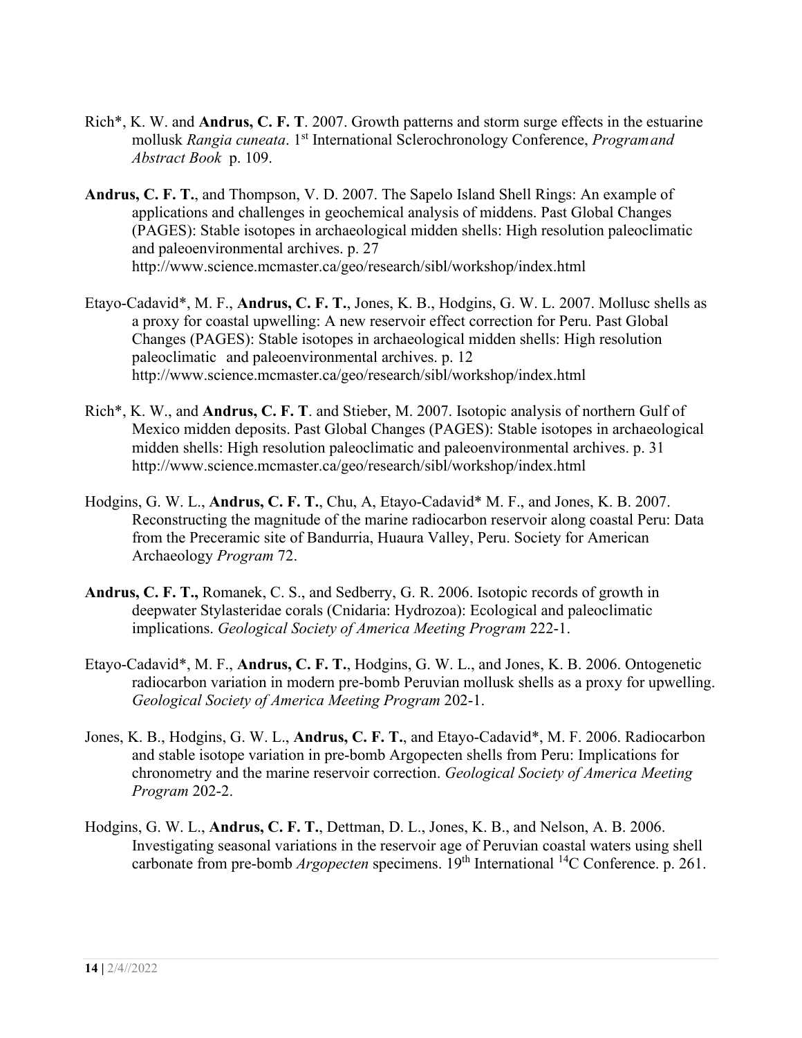Rich*, K. W. and **Andrus, C. F. T**. 2007. Growth patterns and storm surge effects in the estuarine mollusk *Rangia cuneata*. 1st International Sclerochronology Conference, *Program and Abstract Book* p. 109.

**Andrus, C. F. T.**, and Thompson, V. D. 2007. The Sapelo Island Shell Rings: An example of applications and challenges in geochemical analysis of middens. Past Global Changes (PAGES): Stable isotopes in archaeological midden shells: High resolution paleoclimatic and paleoenvironmental archives. p. 27 http://www.science.mcmaster.ca/geo/research/sibl/workshop/index.html

Etayo-Cadavid*, M. F., **Andrus, C. F. T.**, Jones, K. B., Hodgins, G. W. L. 2007. Mollusc shells as a proxy for coastal upwelling: A new reservoir effect correction for Peru. Past Global Changes (PAGES): Stable isotopes in archaeological midden shells: High resolution paleoclimatic and paleoenvironmental archives. p. 12 http://www.science.mcmaster.ca/geo/research/sibl/workshop/index.html

Rich*, K. W., and **Andrus, C. F. T**. and Stieber, M. 2007. Isotopic analysis of northern Gulf of Mexico midden deposits. Past Global Changes (PAGES): Stable isotopes in archaeological midden shells: High resolution paleoclimatic and paleoenvironmental archives. p. 31 http://www.science.mcmaster.ca/geo/research/sibl/workshop/index.html

Hodgins, G. W. L., **Andrus, C. F. T.**, Chu, A, Etayo-Cadavid* M. F., and Jones, K. B. 2007. Reconstructing the magnitude of the marine radiocarbon reservoir along coastal Peru: Data from the Preceramic site of Bandurria, Huaura Valley, Peru. Society for American Archaeology *Program* 72.

**Andrus, C. F. T.,** Romanek, C. S., and Sedberry, G. R. 2006. Isotopic records of growth in deepwater Stylasteridae corals (Cnidaria: Hydrozoa): Ecological and paleoclimatic implications. *Geological Society of America Meeting Program* 222-1.

Etayo-Cadavid*, M. F., **Andrus, C. F. T.**, Hodgins, G. W. L., and Jones, K. B. 2006. Ontogenetic radiocarbon variation in modern pre-bomb Peruvian mollusk shells as a proxy for upwelling. *Geological Society of America Meeting Program* 202-1.

Jones, K. B., Hodgins, G. W. L., **Andrus, C. F. T.**, and Etayo-Cadavid*, M. F. 2006. Radiocarbon and stable isotope variation in pre-bomb Argopecten shells from Peru: Implications for chronometry and the marine reservoir correction. *Geological Society of America Meeting Program* 202-2.

Hodgins, G. W. L., **Andrus, C. F. T.**, Dettman, D. L., Jones, K. B., and Nelson, A. B. 2006. Investigating seasonal variations in the reservoir age of Peruvian coastal waters using shell carbonate from pre-bomb *Argopecten* specimens. 19th International $^{14}C$ Conference. p. 261.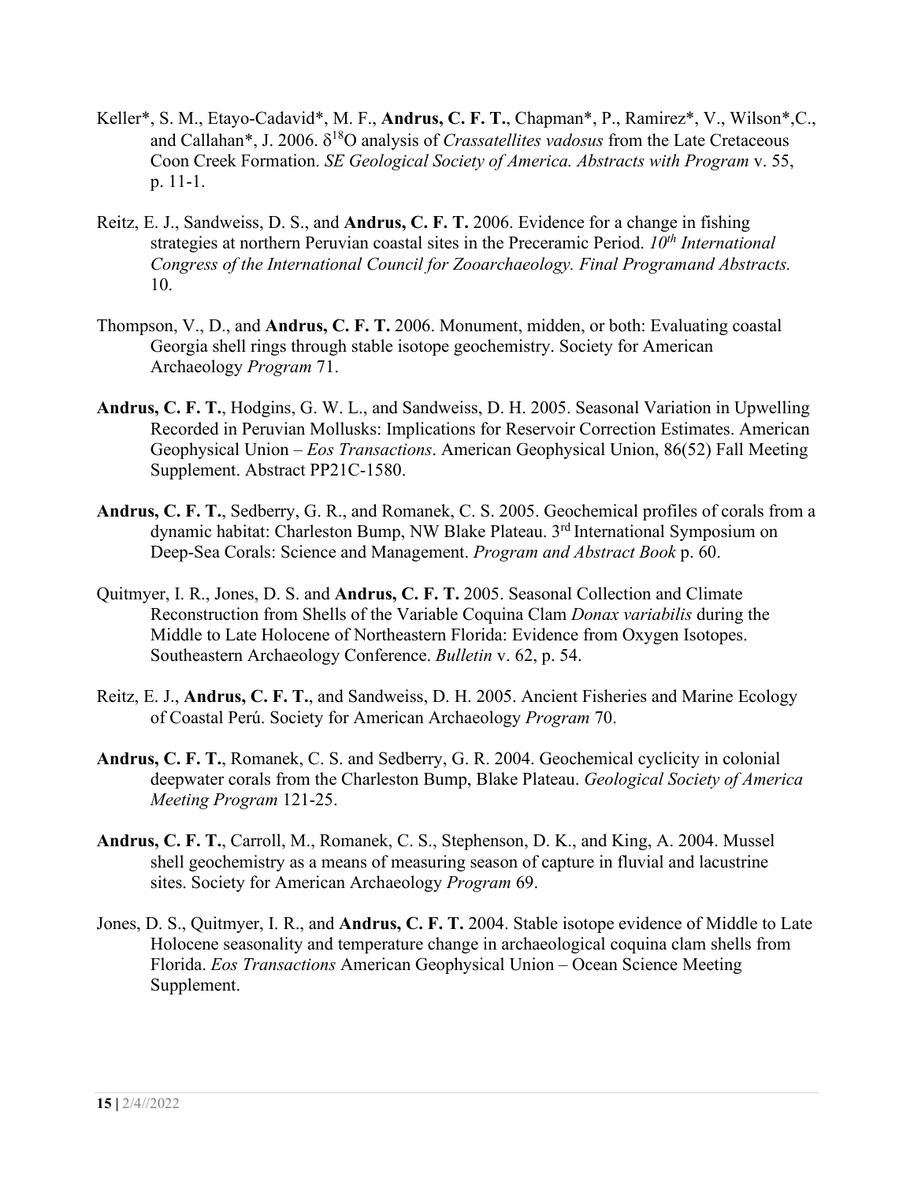Keller*, S. M., Etayo-Cadavid*, M. F., **Andrus, C. F. T.**, Chapman*, P., Ramirez*, V., Wilson*,C., and Callahan*, J. 2006. $\delta^{18}$O analysis of *Crassatellites vadosus* from the Late Cretaceous Coon Creek Formation. *SE Geological Society of America. Abstracts with Program* v. 55, p. 11-1.

Reitz, E. J., Sandweiss, D. S., and **Andrus, C. F. T.** 2006. Evidence for a change in fishing strategies at northern Peruvian coastal sites in the Preceramic Period. *10th International Congress of the International Council for Zooarchaeology. Final Programand Abstracts.* 10.

Thompson, V., D., and **Andrus, C. F. T.** 2006. Monument, midden, or both: Evaluating coastal Georgia shell rings through stable isotope geochemistry. Society for American Archaeology *Program* 71.

**Andrus, C. F. T.**, Hodgins, G. W. L., and Sandweiss, D. H. 2005. Seasonal Variation in Upwelling Recorded in Peruvian Mollusks: Implications for Reservoir Correction Estimates. American Geophysical Union – *Eos Transactions*. American Geophysical Union, 86(52) Fall Meeting Supplement. Abstract PP21C-1580.

**Andrus, C. F. T.**, Sedberry, G. R., and Romanek, C. S. 2005. Geochemical profiles of corals from a dynamic habitat: Charleston Bump, NW Blake Plateau. 3rd International Symposium on Deep-Sea Corals: Science and Management. *Program and Abstract Book* p. 60.

Quitmyer, I. R., Jones, D. S. and **Andrus, C. F. T.** 2005. Seasonal Collection and Climate Reconstruction from Shells of the Variable Coquina Clam *Donax variabilis* during the Middle to Late Holocene of Northeastern Florida: Evidence from Oxygen Isotopes. Southeastern Archaeology Conference. *Bulletin* v. 62, p. 54.

Reitz, E. J., **Andrus, C. F. T.**, and Sandweiss, D. H. 2005. Ancient Fisheries and Marine Ecology of Coastal Perú. Society for American Archaeology *Program* 70.

**Andrus, C. F. T.**, Romanek, C. S. and Sedberry, G. R. 2004. Geochemical cyclicity in colonial deepwater corals from the Charleston Bump, Blake Plateau. *Geological Society of America Meeting Program* 121-25.

**Andrus, C. F. T.**, Carroll, M., Romanek, C. S., Stephenson, D. K., and King, A. 2004. Mussel shell geochemistry as a means of measuring season of capture in fluvial and lacustrine sites. Society for American Archaeology *Program* 69.

Jones, D. S., Quitmyer, I. R., and **Andrus, C. F. T.** 2004. Stable isotope evidence of Middle to Late Holocene seasonality and temperature change in archaeological coquina clam shells from Florida. *Eos Transactions* American Geophysical Union – Ocean Science Meeting Supplement.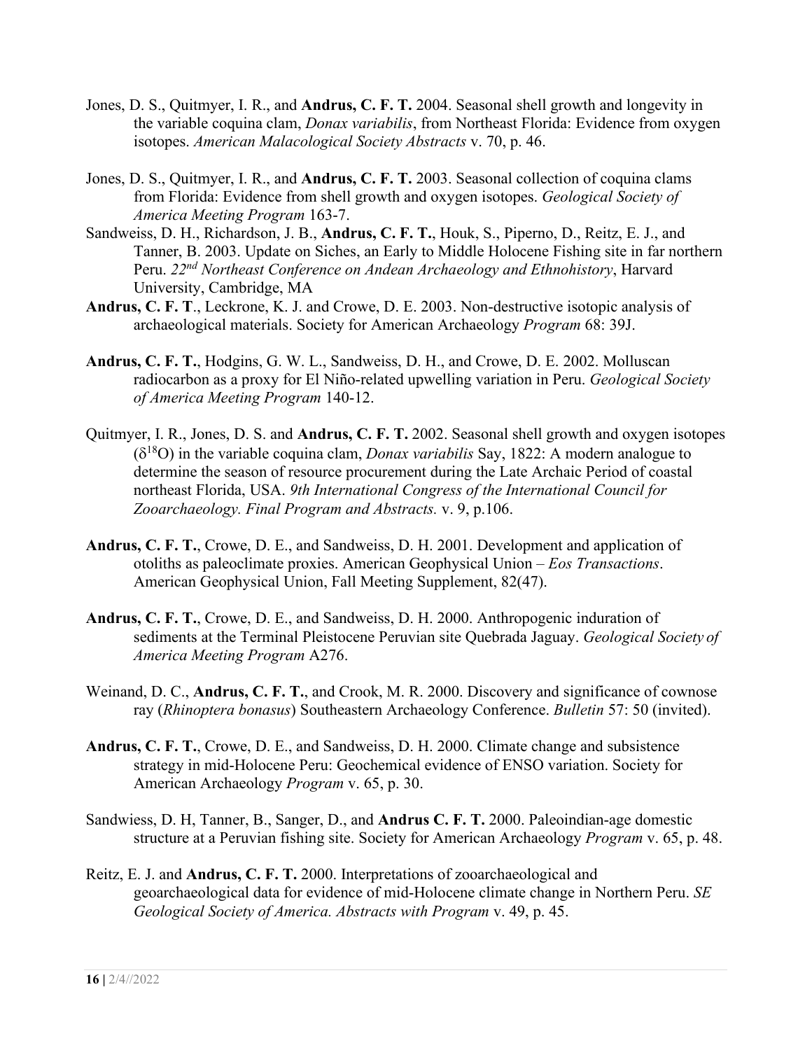Jones, D. S., Quitmyer, I. R., and **Andrus, C. F. T.** 2004. Seasonal shell growth and longevity in the variable coquina clam, *Donax variabilis*, from Northeast Florida: Evidence from oxygen isotopes. *American Malacological Society Abstracts* v. 70, p. 46.

Jones, D. S., Quitmyer, I. R., and **Andrus, C. F. T.** 2003. Seasonal collection of coquina clams from Florida: Evidence from shell growth and oxygen isotopes. *Geological Society of America Meeting Program* 163-7.

Sandweiss, D. H., Richardson, J. B., **Andrus, C. F. T.**, Houk, S., Piperno, D., Reitz, E. J., and Tanner, B. 2003. Update on Siches, an Early to Middle Holocene Fishing site in far northern Peru. *22nd Northeast Conference on Andean Archaeology and Ethnohistory*, Harvard University, Cambridge, MA

**Andrus, C. F. T**., Leckrone, K. J. and Crowe, D. E. 2003. Non-destructive isotopic analysis of archaeological materials. Society for American Archaeology *Program* 68: 39J.

**Andrus, C. F. T.**, Hodgins, G. W. L., Sandweiss, D. H., and Crowe, D. E. 2002. Molluscan radiocarbon as a proxy for El Niño-related upwelling variation in Peru. *Geological Society of America Meeting Program* 140-12.

Quitmyer, I. R., Jones, D. S. and **Andrus, C. F. T.** 2002. Seasonal shell growth and oxygen isotopes ($\delta^{18}O$) in the variable coquina clam, *Donax variabilis* Say, 1822: A modern analogue to determine the season of resource procurement during the Late Archaic Period of coastal northeast Florida, USA. *9th International Congress of the International Council for Zooarchaeology. Final Program and Abstracts.* v. 9, p.106.

**Andrus, C. F. T.**, Crowe, D. E., and Sandweiss, D. H. 2001. Development and application of otoliths as paleoclimate proxies. American Geophysical Union – *Eos Transactions*. American Geophysical Union, Fall Meeting Supplement, 82(47).

**Andrus, C. F. T.**, Crowe, D. E., and Sandweiss, D. H. 2000. Anthropogenic induration of sediments at the Terminal Pleistocene Peruvian site Quebrada Jaguay. *Geological Society of America Meeting Program* A276.

Weinand, D. C., **Andrus, C. F. T.**, and Crook, M. R. 2000. Discovery and significance of cownose ray (*Rhinoptera bonasus*) Southeastern Archaeology Conference. *Bulletin* 57: 50 (invited).

**Andrus, C. F. T.**, Crowe, D. E., and Sandweiss, D. H. 2000. Climate change and subsistence strategy in mid-Holocene Peru: Geochemical evidence of ENSO variation. Society for American Archaeology *Program* v. 65, p. 30.

Sandwiess, D. H, Tanner, B., Sanger, D., and **Andrus C. F. T.** 2000. Paleoindian-age domestic structure at a Peruvian fishing site. Society for American Archaeology *Program* v. 65, p. 48.

Reitz, E. J. and **Andrus, C. F. T.** 2000. Interpretations of zooarchaeological and geoarchaeological data for evidence of mid-Holocene climate change in Northern Peru. *SE Geological Society of America. Abstracts with Program* v. 49, p. 45.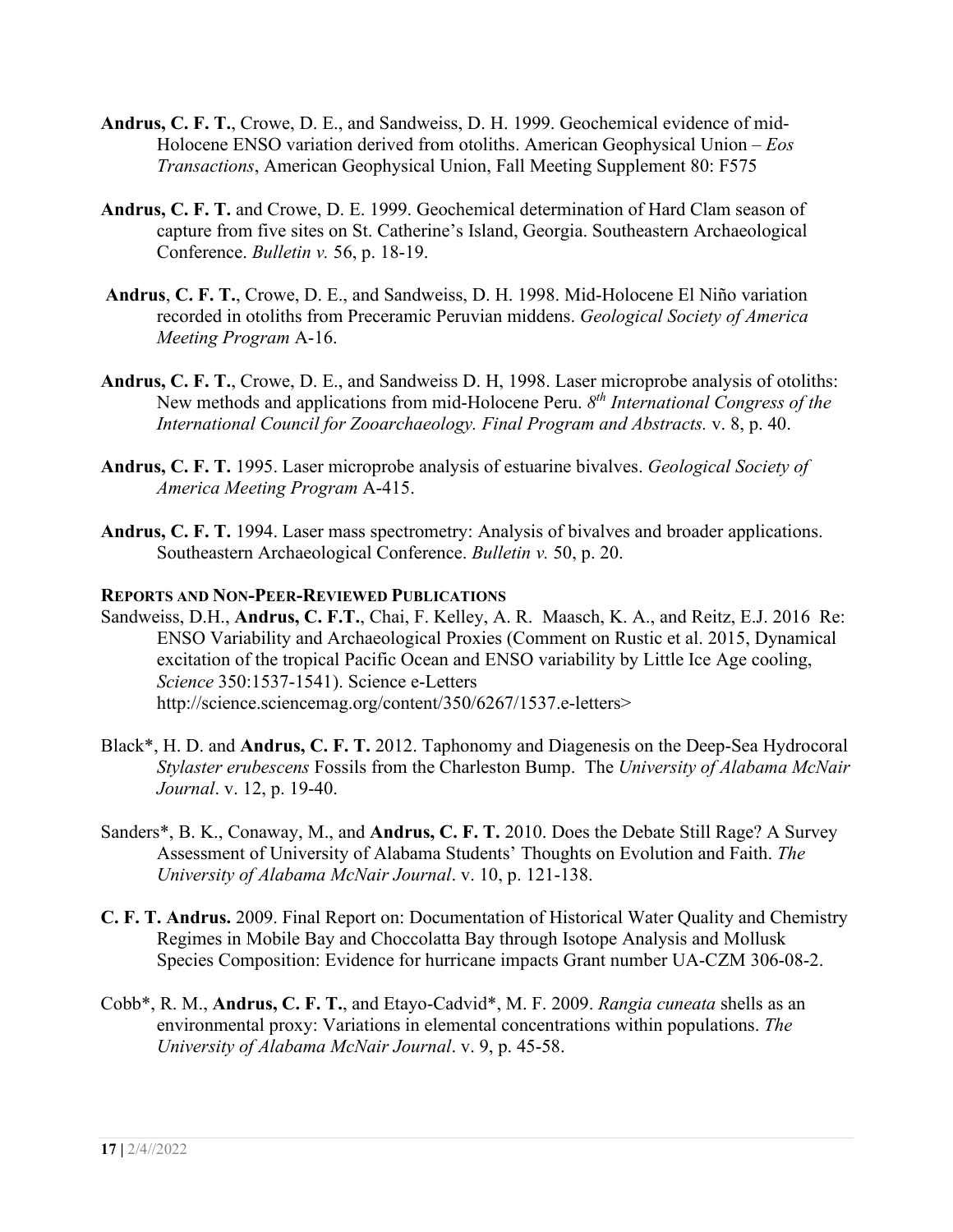**Andrus, C. F. T.**, Crowe, D. E., and Sandweiss, D. H. 1999. Geochemical evidence of mid-Holocene ENSO variation derived from otoliths. American Geophysical Union – *Eos Transactions*, American Geophysical Union, Fall Meeting Supplement 80: F575

**Andrus, C. F. T.** and Crowe, D. E. 1999. Geochemical determination of Hard Clam season of capture from five sites on St. Catherine's Island, Georgia. Southeastern Archaeological Conference. *Bulletin v.* 56, p. 18-19.

**Andrus**, **C. F. T.**, Crowe, D. E., and Sandweiss, D. H. 1998. Mid-Holocene El Niño variation recorded in otoliths from Preceramic Peruvian middens. *Geological Society of America Meeting Program* A-16.

**Andrus, C. F. T.**, Crowe, D. E., and Sandweiss D. H, 1998. Laser microprobe analysis of otoliths: New methods and applications from mid-Holocene Peru. *8th International Congress of the International Council for Zooarchaeology. Final Program and Abstracts.* v. 8, p. 40.

**Andrus, C. F. T.** 1995. Laser microprobe analysis of estuarine bivalves. *Geological Society of America Meeting Program* A-415.

**Andrus, C. F. T.** 1994. Laser mass spectrometry: Analysis of bivalves and broader applications. Southeastern Archaeological Conference. *Bulletin v.* 50, p. 20.

**REPORTS AND NON-PEER-REVIEWED PUBLICATIONS**

Sandweiss, D.H., **Andrus, C. F.T.**, Chai, F. Kelley, A. R. Maasch, K. A., and Reitz, E.J. 2016 Re: ENSO Variability and Archaeological Proxies (Comment on Rustic et al. 2015, Dynamical excitation of the tropical Pacific Ocean and ENSO variability by Little Ice Age cooling, *Science* 350:1537-1541). Science e-Letters http://science.sciencemag.org/content/350/6267/1537.e-letters>

Black*, H. D. and **Andrus, C. F. T.** 2012. Taphonomy and Diagenesis on the Deep-Sea Hydrocoral *Stylaster erubescens* Fossils from the Charleston Bump. The *University of Alabama McNair Journal*. v. 12, p. 19-40.

Sanders*, B. K., Conaway, M., and **Andrus, C. F. T.** 2010. Does the Debate Still Rage? A Survey Assessment of University of Alabama Students' Thoughts on Evolution and Faith. *The University of Alabama McNair Journal*. v. 10, p. 121-138.

**C. F. T. Andrus.** 2009. Final Report on: Documentation of Historical Water Quality and Chemistry Regimes in Mobile Bay and Choccolatta Bay through Isotope Analysis and Mollusk Species Composition: Evidence for hurricane impacts Grant number UA-CZM 306-08-2.

Cobb*, R. M., **Andrus, C. F. T.**, and Etayo-Cadvid*, M. F. 2009. *Rangia cuneata* shells as an environmental proxy: Variations in elemental concentrations within populations. *The University of Alabama McNair Journal*. v. 9, p. 45-58.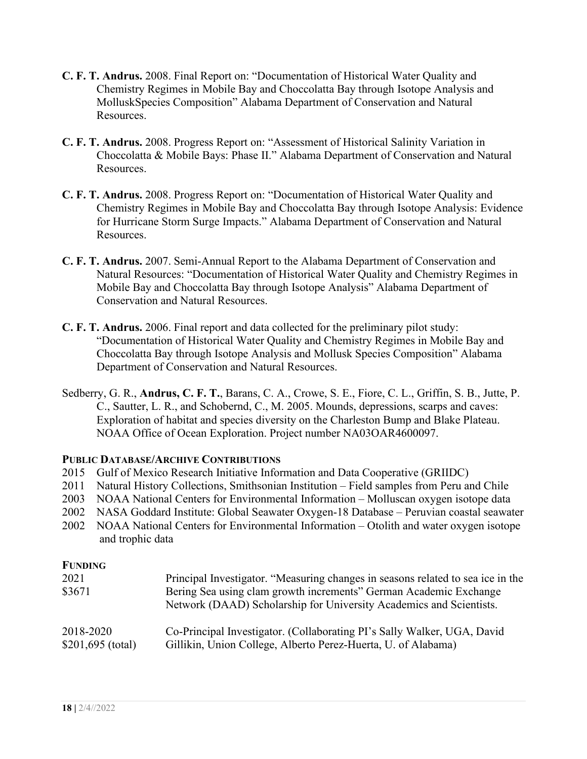**C. F. T. Andrus.** 2008. Final Report on: "Documentation of Historical Water Quality and Chemistry Regimes in Mobile Bay and Choccolatta Bay through Isotope Analysis and MolluskSpecies Composition" Alabama Department of Conservation and Natural Resources.

**C. F. T. Andrus.** 2008. Progress Report on: "Assessment of Historical Salinity Variation in Choccolatta & Mobile Bays: Phase II." Alabama Department of Conservation and Natural Resources.

**C. F. T. Andrus.** 2008. Progress Report on: "Documentation of Historical Water Quality and Chemistry Regimes in Mobile Bay and Choccolatta Bay through Isotope Analysis: Evidence for Hurricane Storm Surge Impacts." Alabama Department of Conservation and Natural Resources.

**C. F. T. Andrus.** 2007. Semi-Annual Report to the Alabama Department of Conservation and Natural Resources: "Documentation of Historical Water Quality and Chemistry Regimes in Mobile Bay and Choccolatta Bay through Isotope Analysis" Alabama Department of Conservation and Natural Resources.

**C. F. T. Andrus.** 2006. Final report and data collected for the preliminary pilot study: "Documentation of Historical Water Quality and Chemistry Regimes in Mobile Bay and Choccolatta Bay through Isotope Analysis and Mollusk Species Composition" Alabama Department of Conservation and Natural Resources.

Sedberry, G. R., **Andrus, C. F. T.**, Barans, C. A., Crowe, S. E., Fiore, C. L., Griffin, S. B., Jutte, P. C., Sautter, L. R., and Schobernd, C., M. 2005. Mounds, depressions, scarps and caves: Exploration of habitat and species diversity on the Charleston Bump and Blake Plateau. NOAA Office of Ocean Exploration. Project number NA03OAR4600097.

**PUBLIC DATABASE/ARCHIVE CONTRIBUTIONS**

- 2015 Gulf of Mexico Research Initiative Information and Data Cooperative (GRIIDC)
- 2011 Natural History Collections, Smithsonian Institution – Field samples from Peru and Chile
- 2003 NOAA National Centers for Environmental Information – Molluscan oxygen isotope data
- 2002 NASA Goddard Institute: Global Seawater Oxygen-18 Database – Peruvian coastal seawater
- 2002 NOAA National Centers for Environmental Information – Otolith and water oxygen isotope and trophic data

**FUNDING**

2021
$3671
Principal Investigator. "Measuring changes in seasons related to sea ice in the Bering Sea using clam growth increments" German Academic Exchange Network (DAAD) Scholarship for University Academics and Scientists.

2018-2020
$201,695 (total)
Co-Principal Investigator. (Collaborating PI's Sally Walker, UGA, David Gillikin, Union College, Alberto Perez-Huerta, U. of Alabama)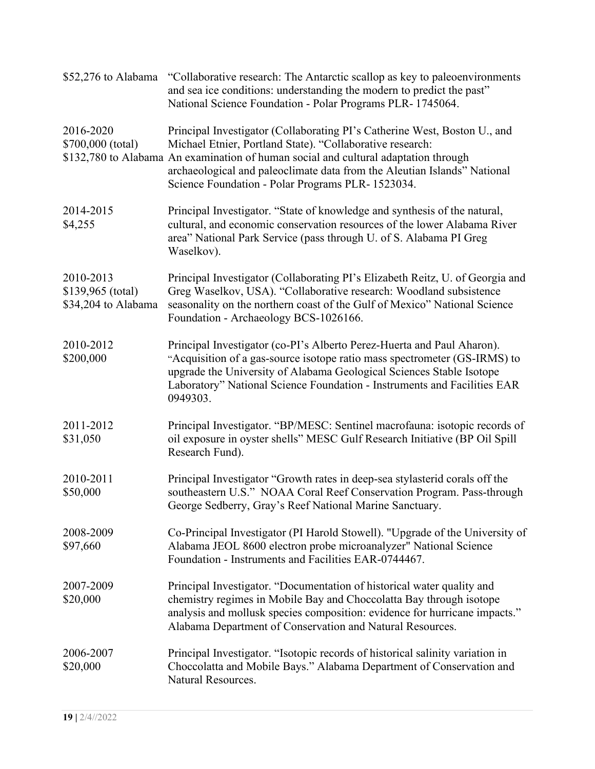| | |
|---|---|
| \$52,276 to Alabama | "Collaborative research: The Antarctic scallop as key to paleoenvironments and sea ice conditions: understanding the modern to predict the past" National Science Foundation - Polar Programs PLR- 1745064. |
| 2016-2020<br>\$700,000 (total)<br>\$132,780 to Alabama | Principal Investigator (Collaborating PI's Catherine West, Boston U., and Michael Etnier, Portland State). "Collaborative research: An examination of human social and cultural adaptation through archaeological and paleoclimate data from the Aleutian Islands" National Science Foundation - Polar Programs PLR- 1523034. |
| 2014-2015<br>\$4,255 | Principal Investigator. "State of knowledge and synthesis of the natural, cultural, and economic conservation resources of the lower Alabama River area" National Park Service (pass through U. of S. Alabama PI Greg Waselkov). |
| 2010-2013<br>\$139,965 (total)<br>\$34,204 to Alabama | Principal Investigator (Collaborating PI's Elizabeth Reitz, U. of Georgia and Greg Waselkov, USA). "Collaborative research: Woodland subsistence seasonality on the northern coast of the Gulf of Mexico" National Science Foundation - Archaeology BCS-1026166. |
| 2010-2012<br>\$200,000 | Principal Investigator (co-PI's Alberto Perez-Huerta and Paul Aharon). "Acquisition of a gas-source isotope ratio mass spectrometer (GS-IRMS) to upgrade the University of Alabama Geological Sciences Stable Isotope Laboratory" National Science Foundation - Instruments and Facilities EAR 0949303. |
| 2011-2012<br>\$31,050 | Principal Investigator. "BP/MESC: Sentinel macrofauna: isotopic records of oil exposure in oyster shells" MESC Gulf Research Initiative (BP Oil Spill Research Fund). |
| 2010-2011<br>\$50,000 | Principal Investigator "Growth rates in deep-sea stylasterid corals off the southeastern U.S." NOAA Coral Reef Conservation Program. Pass-through George Sedberry, Gray's Reef National Marine Sanctuary. |
| 2008-2009<br>\$97,660 | Co-Principal Investigator (PI Harold Stowell). "Upgrade of the University of Alabama JEOL 8600 electron probe microanalyzer" National Science Foundation - Instruments and Facilities EAR-0744467. |
| 2007-2009<br>\$20,000 | Principal Investigator. "Documentation of historical water quality and chemistry regimes in Mobile Bay and Choccolatta Bay through isotope analysis and mollusk species composition: evidence for hurricane impacts." Alabama Department of Conservation and Natural Resources. |
| 2006-2007<br>\$20,000 | Principal Investigator. "Isotopic records of historical salinity variation in Choccolatta and Mobile Bays." Alabama Department of Conservation and Natural Resources. |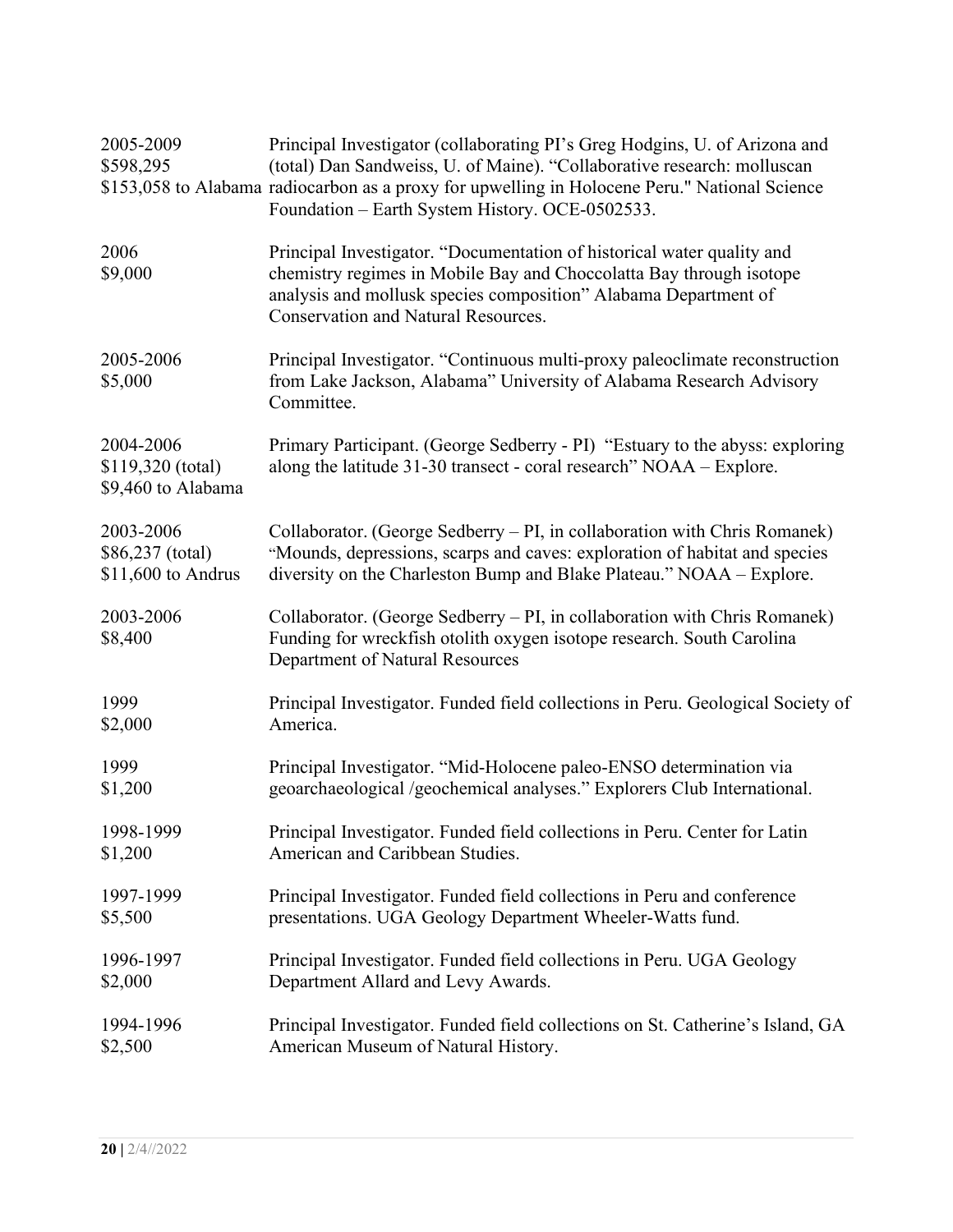| | |
|---|---|
| 2005-2009<br>$598,295<br>(total)<br>$153,058 to Alabama | Principal Investigator (collaborating PI's Greg Hodgins, U. of Arizona and Dan Sandweiss, U. of Maine). "Collaborative research: molluscan radiocarbon as a proxy for upwelling in Holocene Peru." National Science Foundation – Earth System History. OCE-0502533. |
| 2006<br>$9,000 | Principal Investigator. "Documentation of historical water quality and chemistry regimes in Mobile Bay and Choccolatta Bay through isotope analysis and mollusk species composition" Alabama Department of Conservation and Natural Resources. |
| 2005-2006<br>$5,000 | Principal Investigator. "Continuous multi-proxy paleoclimate reconstruction from Lake Jackson, Alabama" University of Alabama Research Advisory Committee. |
| 2004-2006<br>$119,320 (total)<br>$9,460 to Alabama | Primary Participant. (George Sedberry - PI) "Estuary to the abyss: exploring along the latitude 31-30 transect - coral research" NOAA – Explore. |
| 2003-2006<br>$86,237 (total)<br>$11,600 to Andrus | Collaborator. (George Sedberry – PI, in collaboration with Chris Romanek) "Mounds, depressions, scarps and caves: exploration of habitat and species diversity on the Charleston Bump and Blake Plateau." NOAA – Explore. |
| 2003-2006<br>$8,400 | Collaborator. (George Sedberry – PI, in collaboration with Chris Romanek) Funding for wreckfish otolith oxygen isotope research. South Carolina Department of Natural Resources |
| 1999<br>$2,000 | Principal Investigator. Funded field collections in Peru. Geological Society of America. |
| 1999<br>$1,200 | Principal Investigator. "Mid-Holocene paleo-ENSO determination via geoarchaeological /geochemical analyses." Explorers Club International. |
| 1998-1999<br>$1,200 | Principal Investigator. Funded field collections in Peru. Center for Latin American and Caribbean Studies. |
| 1997-1999<br>$5,500 | Principal Investigator. Funded field collections in Peru and conference presentations. UGA Geology Department Wheeler-Watts fund. |
| 1996-1997<br>$2,000 | Principal Investigator. Funded field collections in Peru. UGA Geology Department Allard and Levy Awards. |
| 1994-1996<br>$2,500 | Principal Investigator. Funded field collections on St. Catherine's Island, GA American Museum of Natural History. |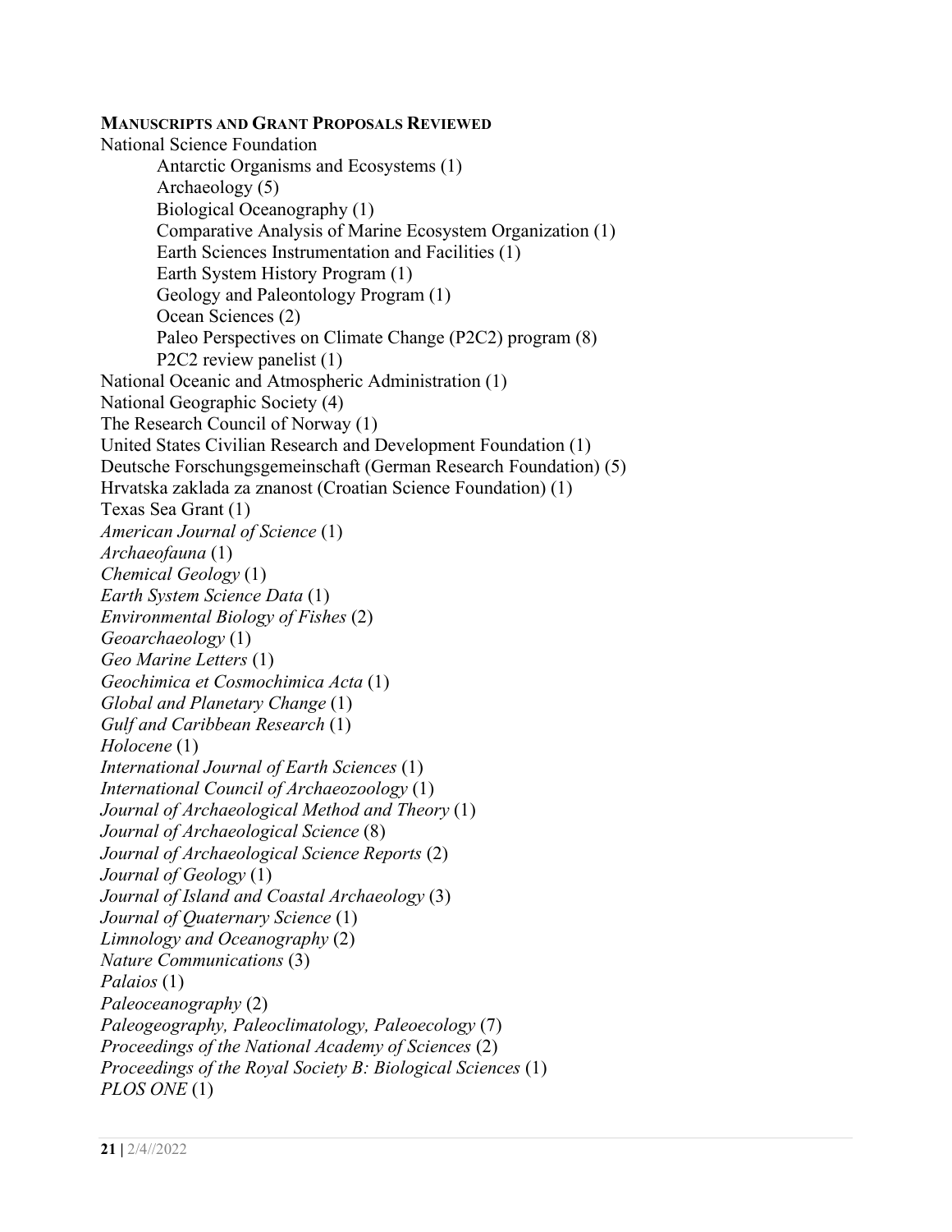**MANUSCRIPTS AND GRANT PROPOSALS REVIEWED**

National Science Foundation

- Antarctic Organisms and Ecosystems (1)
- Archaeology (5)
- Biological Oceanography (1)
- Comparative Analysis of Marine Ecosystem Organization (1)
- Earth Sciences Instrumentation and Facilities (1)
- Earth System History Program (1)
- Geology and Paleontology Program (1)
- Ocean Sciences (2)
- Paleo Perspectives on Climate Change (P2C2) program (8)
- P2C2 review panelist (1)

National Oceanic and Atmospheric Administration (1)
National Geographic Society (4)
The Research Council of Norway (1)
United States Civilian Research and Development Foundation (1)
Deutsche Forschungsgemeinschaft (German Research Foundation) (5)
Hrvatska zaklada za znanost (Croatian Science Foundation) (1)
Texas Sea Grant (1)
*American Journal of Science* (1)
*Archaeofauna* (1)
*Chemical Geology* (1)
*Earth System Science Data* (1)
*Environmental Biology of Fishes* (2)
*Geoarchaeology* (1)
*Geo Marine Letters* (1)
*Geochimica et Cosmochimica Acta* (1)
*Global and Planetary Change* (1)
*Gulf and Caribbean Research* (1)
*Holocene* (1)
*International Journal of Earth Sciences* (1)
*International Council of Archaeozoology* (1)
*Journal of Archaeological Method and Theory* (1)
*Journal of Archaeological Science* (8)
*Journal of Archaeological Science Reports* (2)
*Journal of Geology* (1)
*Journal of Island and Coastal Archaeology* (3)
*Journal of Quaternary Science* (1)
*Limnology and Oceanography* (2)
*Nature Communications* (3)
*Palaios* (1)
*Paleoceanography* (2)
*Paleogeography, Paleoclimatology, Paleoecology* (7)
*Proceedings of the National Academy of Sciences* (2)
*Proceedings of the Royal Society B: Biological Sciences* (1)
*PLOS ONE* (1)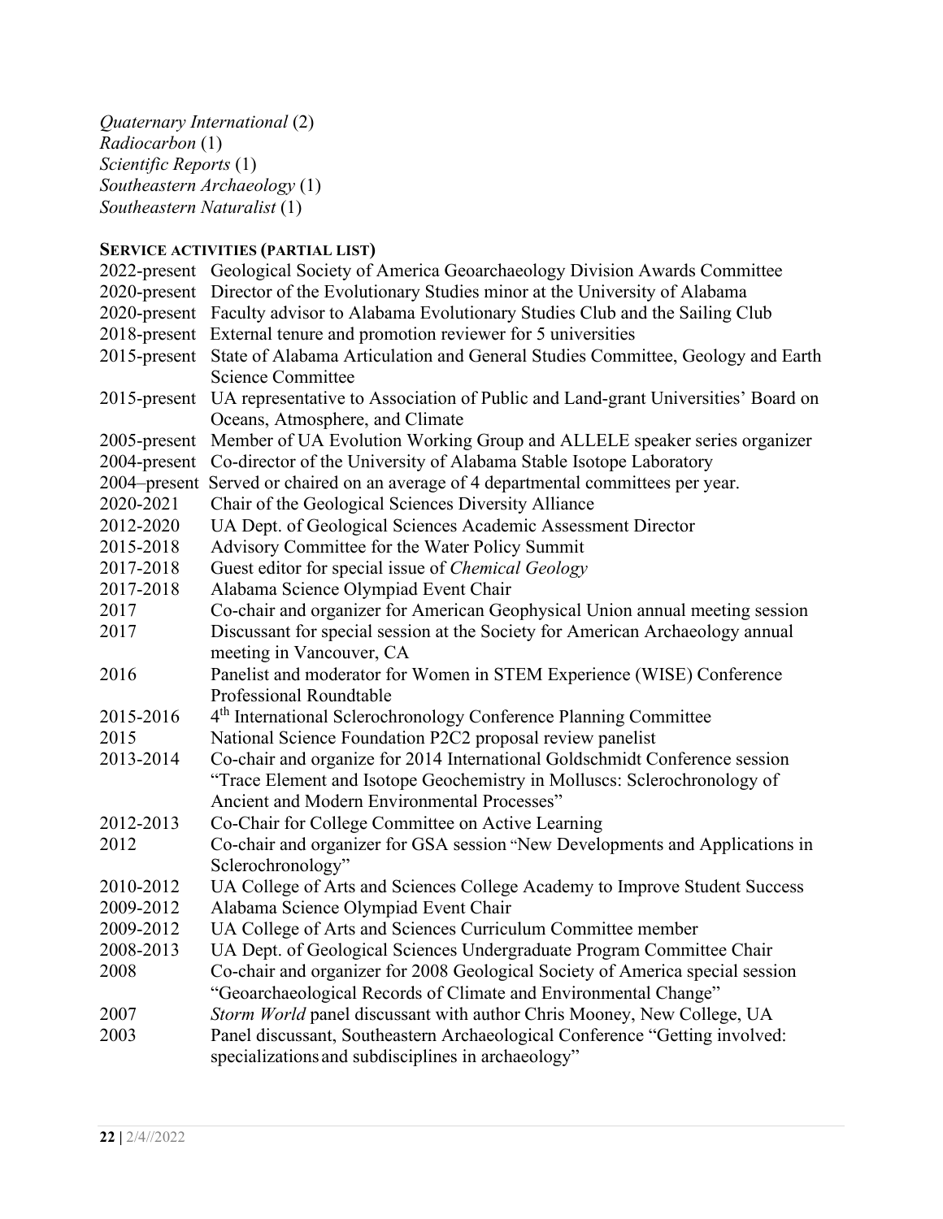*Quaternary International* (2)
*Radiocarbon* (1)
*Scientific Reports* (1)
*Southeastern Archaeology* (1)
*Southeastern Naturalist* (1)

**SERVICE ACTIVITIES (PARTIAL LIST)**

| | |
|---|---|
| 2022-present | Geological Society of America Geoarchaeology Division Awards Committee |
| 2020-present | Director of the Evolutionary Studies minor at the University of Alabama |
| 2020-present | Faculty advisor to Alabama Evolutionary Studies Club and the Sailing Club |
| 2018-present | External tenure and promotion reviewer for 5 universities |
| 2015-present | State of Alabama Articulation and General Studies Committee, Geology and Earth Science Committee |
| 2015-present | UA representative to Association of Public and Land-grant Universities' Board on Oceans, Atmosphere, and Climate |
| 2005-present | Member of UA Evolution Working Group and ALLELE speaker series organizer |
| 2004-present | Co-director of the University of Alabama Stable Isotope Laboratory |
| 2004–present | Served or chaired on an average of 4 departmental committees per year. |
| 2020-2021 | Chair of the Geological Sciences Diversity Alliance |
| 2012-2020 | UA Dept. of Geological Sciences Academic Assessment Director |
| 2015-2018 | Advisory Committee for the Water Policy Summit |
| 2017-2018 | Guest editor for special issue of *Chemical Geology* |
| 2017-2018 | Alabama Science Olympiad Event Chair |
| 2017 | Co-chair and organizer for American Geophysical Union annual meeting session |
| 2017 | Discussant for special session at the Society for American Archaeology annual meeting in Vancouver, CA |
| 2016 | Panelist and moderator for Women in STEM Experience (WISE) Conference Professional Roundtable |
| 2015-2016 | 4th International Sclerochronology Conference Planning Committee |
| 2015 | National Science Foundation P2C2 proposal review panelist |
| 2013-2014 | Co-chair and organize for 2014 International Goldschmidt Conference session "Trace Element and Isotope Geochemistry in Molluscs: Sclerochronology of Ancient and Modern Environmental Processes" |
| 2012-2013 | Co-Chair for College Committee on Active Learning |
| 2012 | Co-chair and organizer for GSA session "New Developments and Applications in Sclerochronology" |
| 2010-2012 | UA College of Arts and Sciences College Academy to Improve Student Success |
| 2009-2012 | Alabama Science Olympiad Event Chair |
| 2009-2012 | UA College of Arts and Sciences Curriculum Committee member |
| 2008-2013 | UA Dept. of Geological Sciences Undergraduate Program Committee Chair |
| 2008 | Co-chair and organizer for 2008 Geological Society of America special session "Geoarchaeological Records of Climate and Environmental Change" |
| 2007 | *Storm World* panel discussant with author Chris Mooney, New College, UA |
| 2003 | Panel discussant, Southeastern Archaeological Conference "Getting involved: specializations and subdisciplines in archaeology" |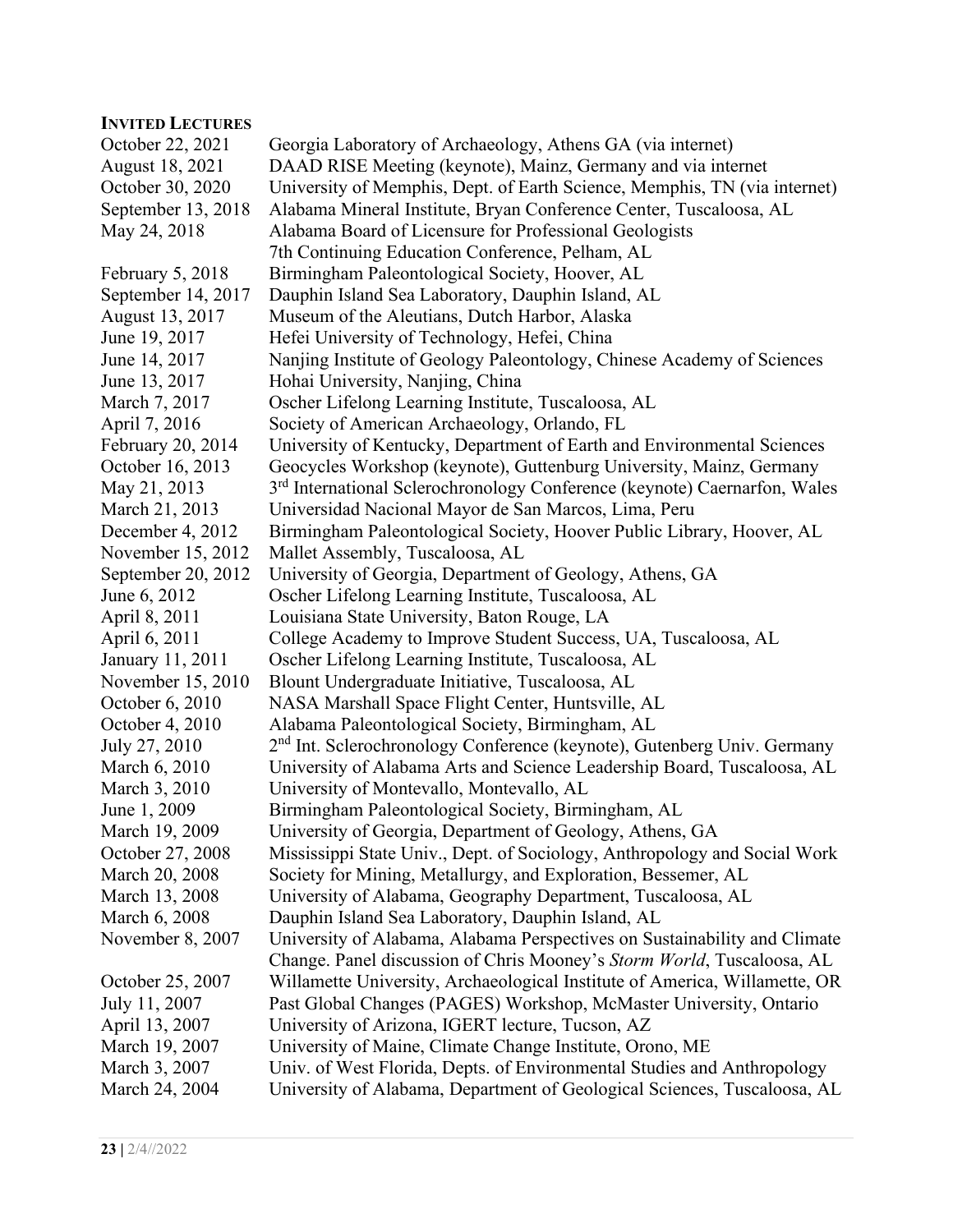**INVITED LECTURES**

| | |
|---|---|
| October 22, 2021 | Georgia Laboratory of Archaeology, Athens GA (via internet) |
| August 18, 2021 | DAAD RISE Meeting (keynote), Mainz, Germany and via internet |
| October 30, 2020 | University of Memphis, Dept. of Earth Science, Memphis, TN (via internet) |
| September 13, 2018 | Alabama Mineral Institute, Bryan Conference Center, Tuscaloosa, AL |
| May 24, 2018 | Alabama Board of Licensure for Professional Geologists 7th Continuing Education Conference, Pelham, AL |
| February 5, 2018 | Birmingham Paleontological Society, Hoover, AL |
| September 14, 2017 | Dauphin Island Sea Laboratory, Dauphin Island, AL |
| August 13, 2017 | Museum of the Aleutians, Dutch Harbor, Alaska |
| June 19, 2017 | Hefei University of Technology, Hefei, China |
| June 14, 2017 | Nanjing Institute of Geology Paleontology, Chinese Academy of Sciences |
| June 13, 2017 | Hohai University, Nanjing, China |
| March 7, 2017 | Oscher Lifelong Learning Institute, Tuscaloosa, AL |
| April 7, 2016 | Society of American Archaeology, Orlando, FL |
| February 20, 2014 | University of Kentucky, Department of Earth and Environmental Sciences |
| October 16, 2013 | Geocycles Workshop (keynote), Guttenburg University, Mainz, Germany |
| May 21, 2013 | 3rd International Sclerochronology Conference (keynote) Caernarfon, Wales |
| March 21, 2013 | Universidad Nacional Mayor de San Marcos, Lima, Peru |
| December 4, 2012 | Birmingham Paleontological Society, Hoover Public Library, Hoover, AL |
| November 15, 2012 | Mallet Assembly, Tuscaloosa, AL |
| September 20, 2012 | University of Georgia, Department of Geology, Athens, GA |
| June 6, 2012 | Oscher Lifelong Learning Institute, Tuscaloosa, AL |
| April 8, 2011 | Louisiana State University, Baton Rouge, LA |
| April 6, 2011 | College Academy to Improve Student Success, UA, Tuscaloosa, AL |
| January 11, 2011 | Oscher Lifelong Learning Institute, Tuscaloosa, AL |
| November 15, 2010 | Blount Undergraduate Initiative, Tuscaloosa, AL |
| October 6, 2010 | NASA Marshall Space Flight Center, Huntsville, AL |
| October 4, 2010 | Alabama Paleontological Society, Birmingham, AL |
| July 27, 2010 | 2nd Int. Sclerochronology Conference (keynote), Gutenberg Univ. Germany |
| March 6, 2010 | University of Alabama Arts and Science Leadership Board, Tuscaloosa, AL |
| March 3, 2010 | University of Montevallo, Montevallo, AL |
| June 1, 2009 | Birmingham Paleontological Society, Birmingham, AL |
| March 19, 2009 | University of Georgia, Department of Geology, Athens, GA |
| October 27, 2008 | Mississippi State Univ., Dept. of Sociology, Anthropology and Social Work |
| March 20, 2008 | Society for Mining, Metallurgy, and Exploration, Bessemer, AL |
| March 13, 2008 | University of Alabama, Geography Department, Tuscaloosa, AL |
| March 6, 2008 | Dauphin Island Sea Laboratory, Dauphin Island, AL |
| November 8, 2007 | University of Alabama, Alabama Perspectives on Sustainability and Climate Change. Panel discussion of Chris Mooney's *Storm World*, Tuscaloosa, AL |
| October 25, 2007 | Willamette University, Archaeological Institute of America, Willamette, OR |
| July 11, 2007 | Past Global Changes (PAGES) Workshop, McMaster University, Ontario |
| April 13, 2007 | University of Arizona, IGERT lecture, Tucson, AZ |
| March 19, 2007 | University of Maine, Climate Change Institute, Orono, ME |
| March 3, 2007 | Univ. of West Florida, Depts. of Environmental Studies and Anthropology |
| March 24, 2004 | University of Alabama, Department of Geological Sciences, Tuscaloosa, AL |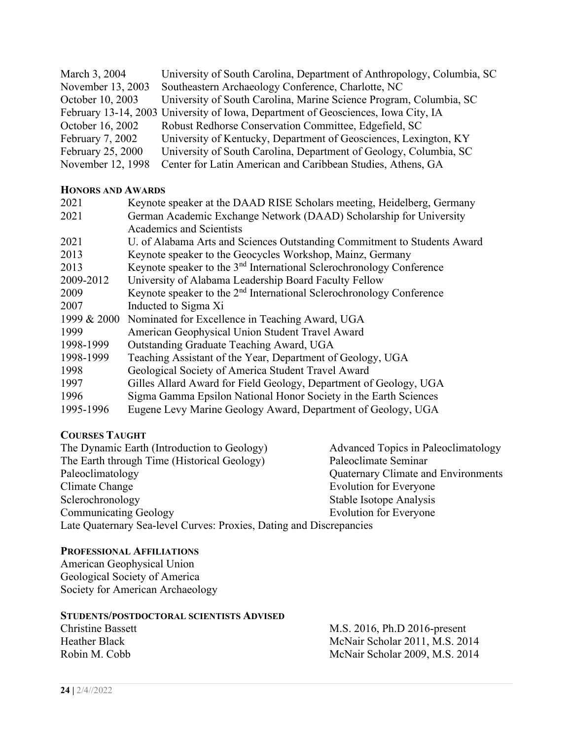| | |
|---|---|
| March 3, 2004 | University of South Carolina, Department of Anthropology, Columbia, SC |
| November 13, 2003 | Southeastern Archaeology Conference, Charlotte, NC |
| October 10, 2003 | University of South Carolina, Marine Science Program, Columbia, SC |
| February 13-14, 2003 | University of Iowa, Department of Geosciences, Iowa City, IA |
| October 16, 2002 | Robust Redhorse Conservation Committee, Edgefield, SC |
| February 7, 2002 | University of Kentucky, Department of Geosciences, Lexington, KY |
| February 25, 2000 | University of South Carolina, Department of Geology, Columbia, SC |
| November 12, 1998 | Center for Latin American and Caribbean Studies, Athens, GA |

### HONORS AND AWARDS

| | |
|---|---|
| 2021 | Keynote speaker at the DAAD RISE Scholars meeting, Heidelberg, Germany |
| 2021 | German Academic Exchange Network (DAAD) Scholarship for University Academics and Scientists |
| 2021 | U. of Alabama Arts and Sciences Outstanding Commitment to Students Award |
| 2013 | Keynote speaker to the Geocycles Workshop, Mainz, Germany |
| 2013 | Keynote speaker to the 3rd International Sclerochronology Conference |
| 2009-2012 | University of Alabama Leadership Board Faculty Fellow |
| 2009 | Keynote speaker to the 2nd International Sclerochronology Conference |
| 2007 | Inducted to Sigma Xi |
| 1999 & 2000 | Nominated for Excellence in Teaching Award, UGA |
| 1999 | American Geophysical Union Student Travel Award |
| 1998-1999 | Outstanding Graduate Teaching Award, UGA |
| 1998-1999 | Teaching Assistant of the Year, Department of Geology, UGA |
| 1998 | Geological Society of America Student Travel Award |
| 1997 | Gilles Allard Award for Field Geology, Department of Geology, UGA |
| 1996 | Sigma Gamma Epsilon National Honor Society in the Earth Sciences |
| 1995-1996 | Eugene Levy Marine Geology Award, Department of Geology, UGA |

### COURSES TAUGHT

The Dynamic Earth (Introduction to Geology)
The Earth through Time (Historical Geology)
Paleoclimatology
Climate Change
Sclerochronology
Communicating Geology
Advanced Topics in Paleoclimatology
Paleoclimate Seminar
Quaternary Climate and Environments
Evolution for Everyone
Stable Isotope Analysis
Evolution for Everyone
Late Quaternary Sea-level Curves: Proxies, Dating and Discrepancies

### PROFESSIONAL AFFILIATIONS

American Geophysical Union
Geological Society of America
Society for American Archaeology

### STUDENTS/POSTDOCTORAL SCIENTISTS ADVISED

| | |
|---|---|
| Christine Bassett | M.S. 2016, Ph.D 2016-present |
| Heather Black | McNair Scholar 2011, M.S. 2014 |
| Robin M. Cobb | McNair Scholar 2009, M.S. 2014 |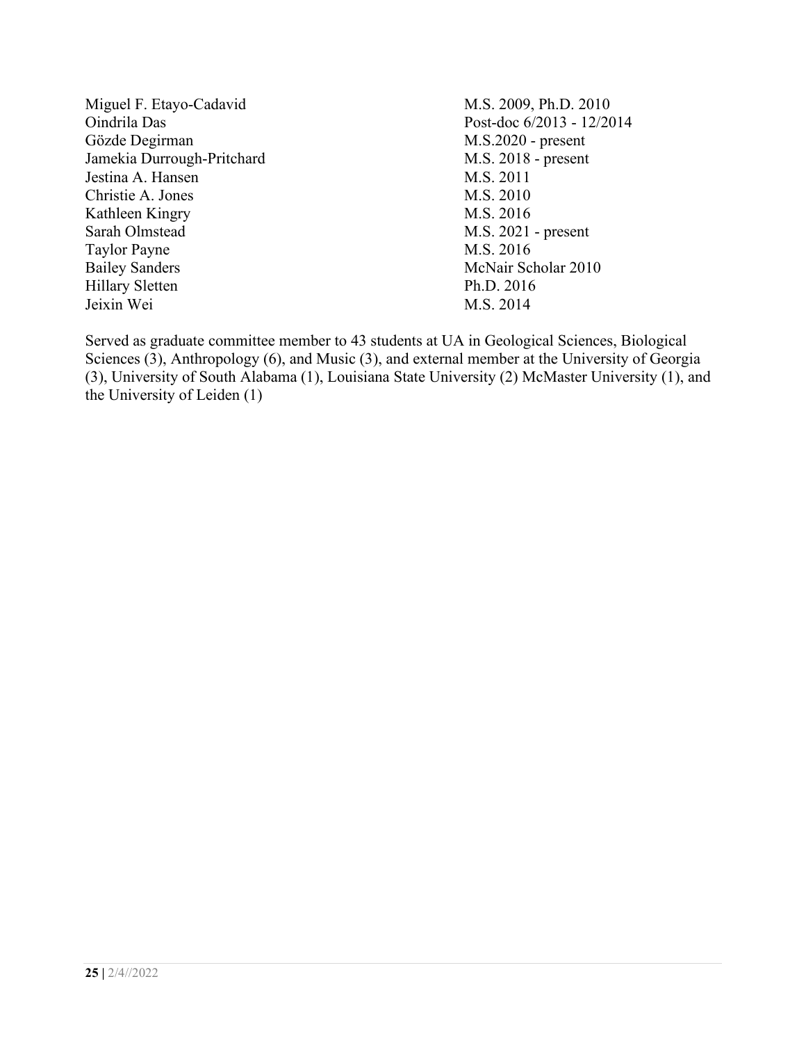| | |
|---|---|
| Miguel F. Etayo-Cadavid | M.S. 2009, Ph.D. 2010 |
| Oindrila Das | Post-doc 6/2013 - 12/2014 |
| Gözde Degirman | M.S.2020 - present |
| Jamekia Durrough-Pritchard | M.S. 2018 - present |
| Jestina A. Hansen | M.S. 2011 |
| Christie A. Jones | M.S. 2010 |
| Kathleen Kingry | M.S. 2016 |
| Sarah Olmstead | M.S. 2021 - present |
| Taylor Payne | M.S. 2016 |
| Bailey Sanders | McNair Scholar 2010 |
| Hillary Sletten | Ph.D. 2016 |
| Jeixin Wei | M.S. 2014 |

Served as graduate committee member to 43 students at UA in Geological Sciences, Biological Sciences (3), Anthropology (6), and Music (3), and external member at the University of Georgia (3), University of South Alabama (1), Louisiana State University (2) McMaster University (1), and the University of Leiden (1)